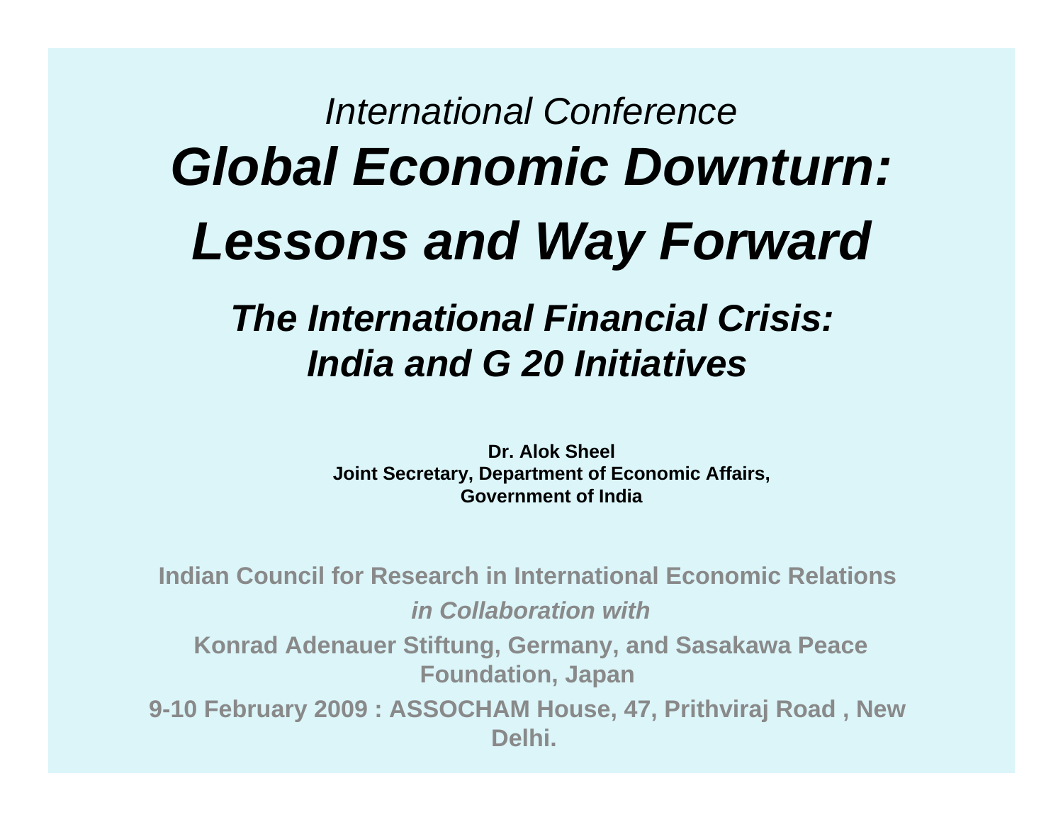*International Conference*

# *Global Economic Downturn: Lessons and Way Forward*

## *The International Financial Crisis: India and G 20 Initiatives*

**Dr. Alok Sheel**
**Joint Secretary, Department of Economic Affairs,**
**Government of India**

**Indian Council for Research in International Economic Relations**

***in Collaboration with***

**Konrad Adenauer Stiftung, Germany, and Sasakawa Peace Foundation, Japan**

**9-10 February 2009 : ASSOCHAM House, 47, Prithviraj Road , New Delhi.**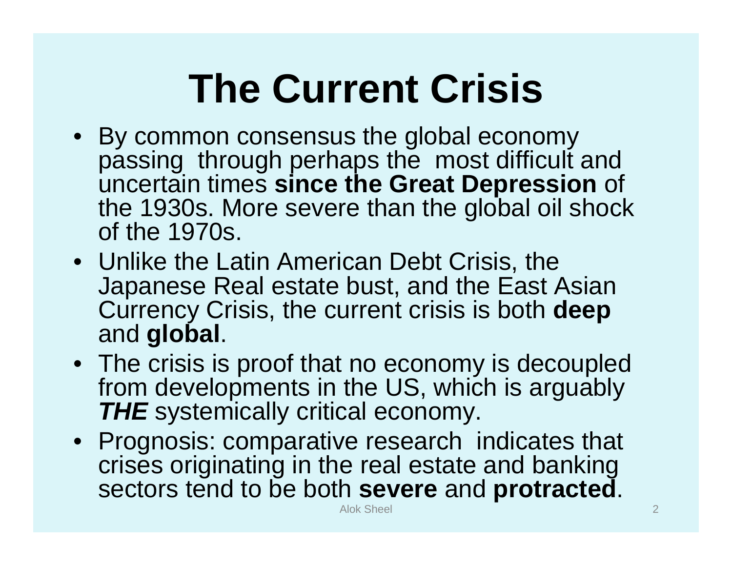# The Current Crisis

- By common consensus the global economy passing through perhaps the most difficult and uncertain times **since the Great Depression** of the 1930s. More severe than the global oil shock of the 1970s.
- Unlike the Latin American Debt Crisis, the Japanese Real estate bust, and the East Asian Currency Crisis, the current crisis is both **deep** and **global**.
- The crisis is proof that no economy is decoupled from developments in the US, which is arguably ***THE*** systemically critical economy.
- Prognosis: comparative research indicates that crises originating in the real estate and banking sectors tend to be both **severe** and **protracted**.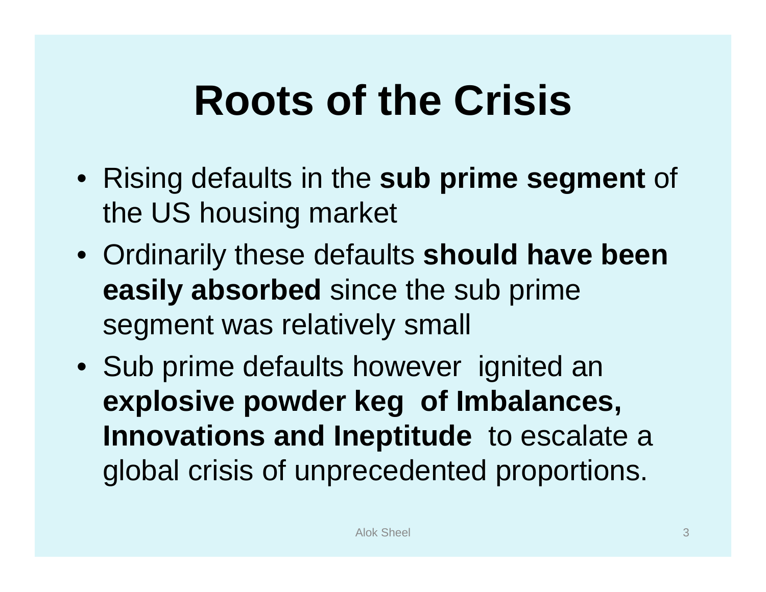# Roots of the Crisis

- Rising defaults in the **sub prime segment** of the US housing market
- Ordinarily these defaults **should have been easily absorbed** since the sub prime segment was relatively small
- Sub prime defaults however ignited an **explosive powder keg of Imbalances, Innovations and Ineptitude** to escalate a global crisis of unprecedented proportions.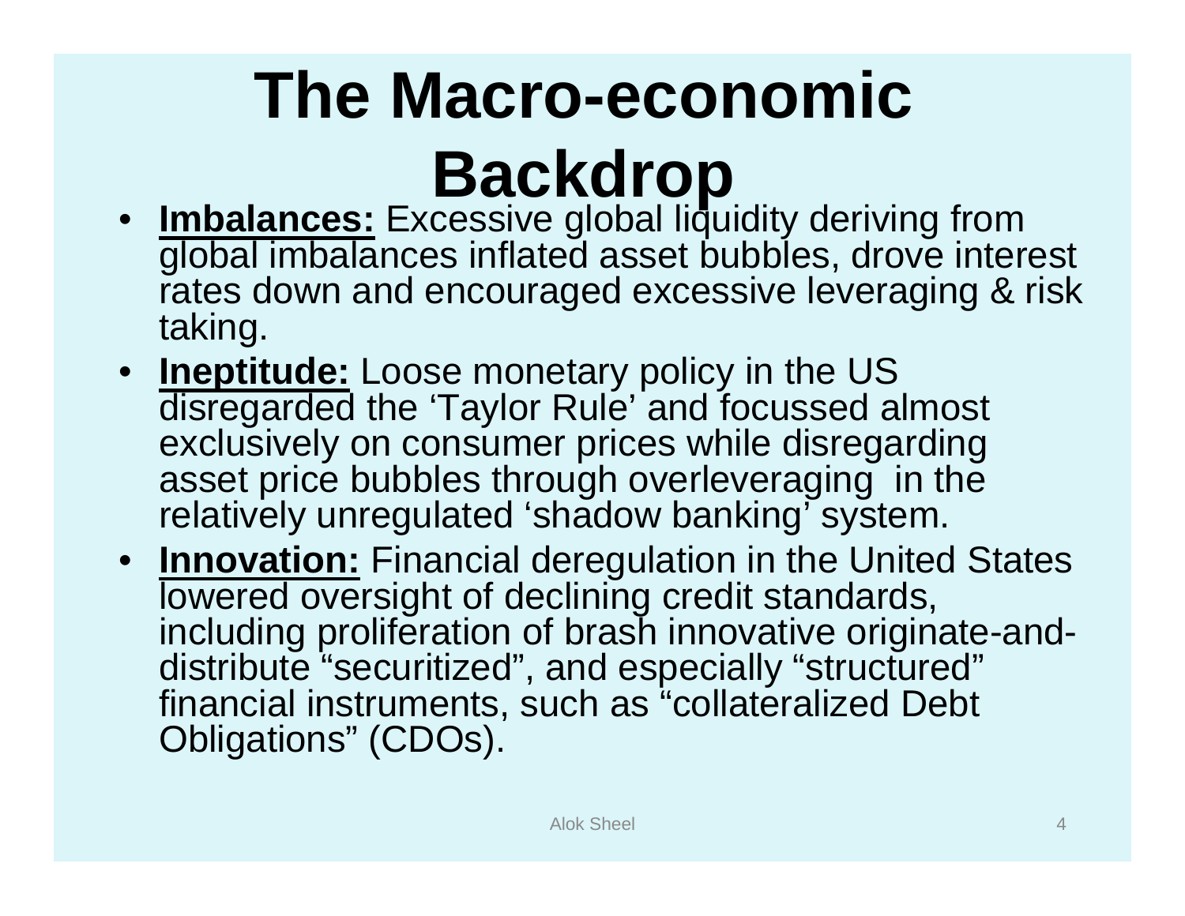# The Macro-economic Backdrop

- **Imbalances:** Excessive global liquidity deriving from global imbalances inflated asset bubbles, drove interest rates down and encouraged excessive leveraging & risk taking.
- **Ineptitude:** Loose monetary policy in the US disregarded the 'Taylor Rule' and focussed almost exclusively on consumer prices while disregarding asset price bubbles through overleveraging in the relatively unregulated 'shadow banking' system.
- **Innovation:** Financial deregulation in the United States lowered oversight of declining credit standards, including proliferation of brash innovative originate-and-distribute "securitized", and especially "structured" financial instruments, such as "collateralized Debt Obligations" (CDOs).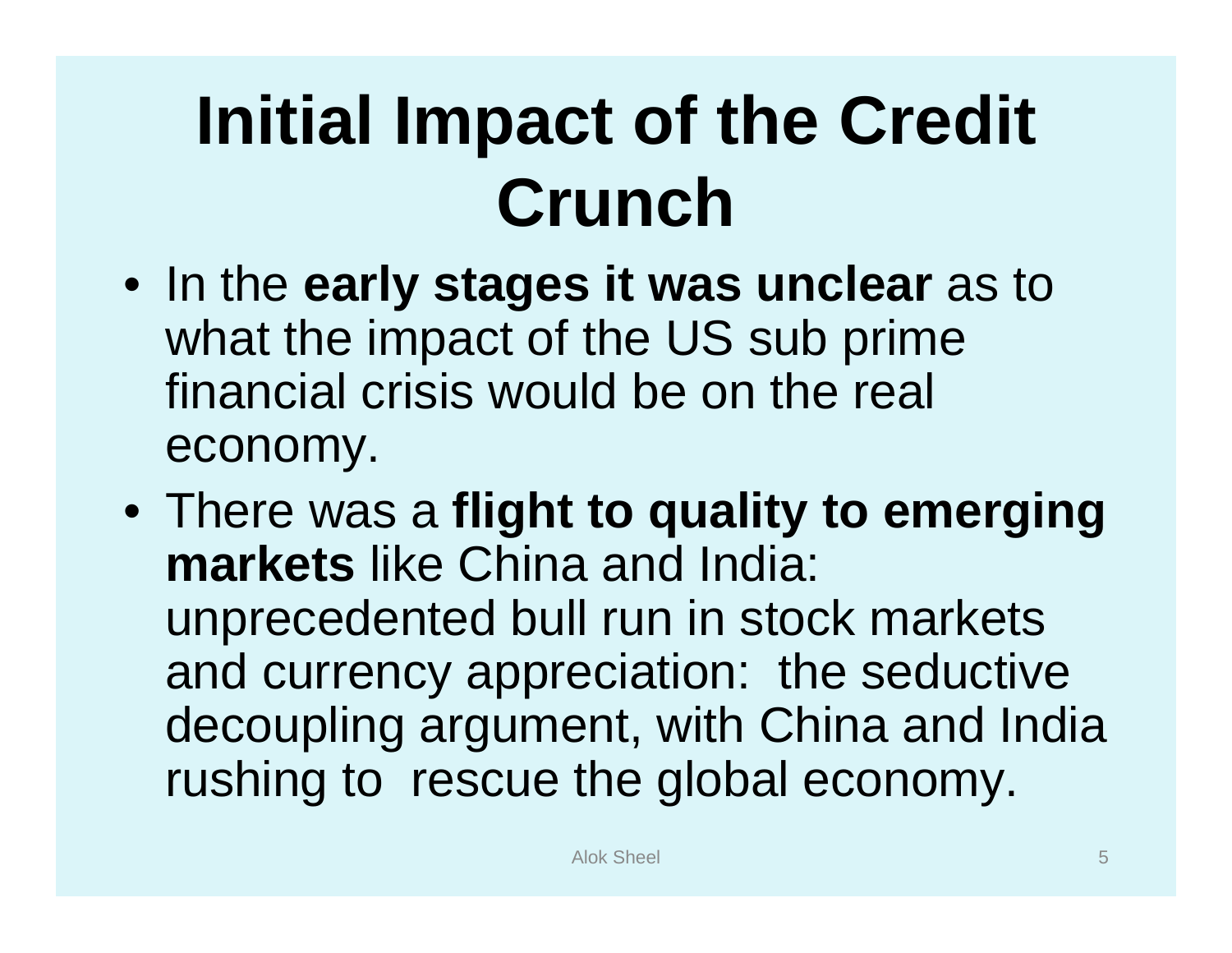# Initial Impact of the Credit Crunch

- In the **early stages it was unclear** as to what the impact of the US sub prime financial crisis would be on the real economy.
- There was a **flight to quality to emerging markets** like China and India: unprecedented bull run in stock markets and currency appreciation: the seductive decoupling argument, with China and India rushing to rescue the global economy.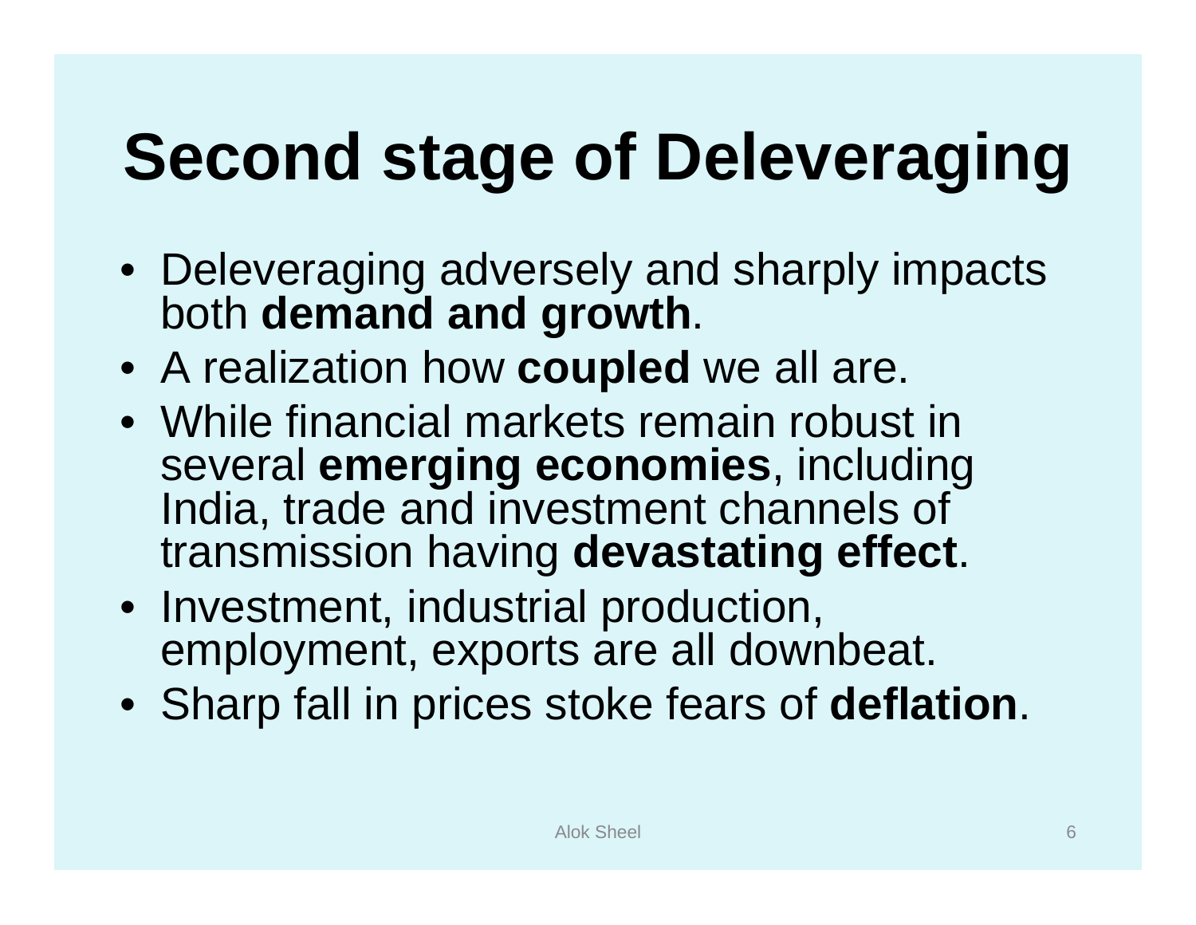# Second stage of Deleveraging

- Deleveraging adversely and sharply impacts both **demand and growth**.
- A realization how **coupled** we all are.
- While financial markets remain robust in several **emerging economies**, including India, trade and investment channels of transmission having **devastating effect**.
- Investment, industrial production, employment, exports are all downbeat.
- Sharp fall in prices stoke fears of **deflation**.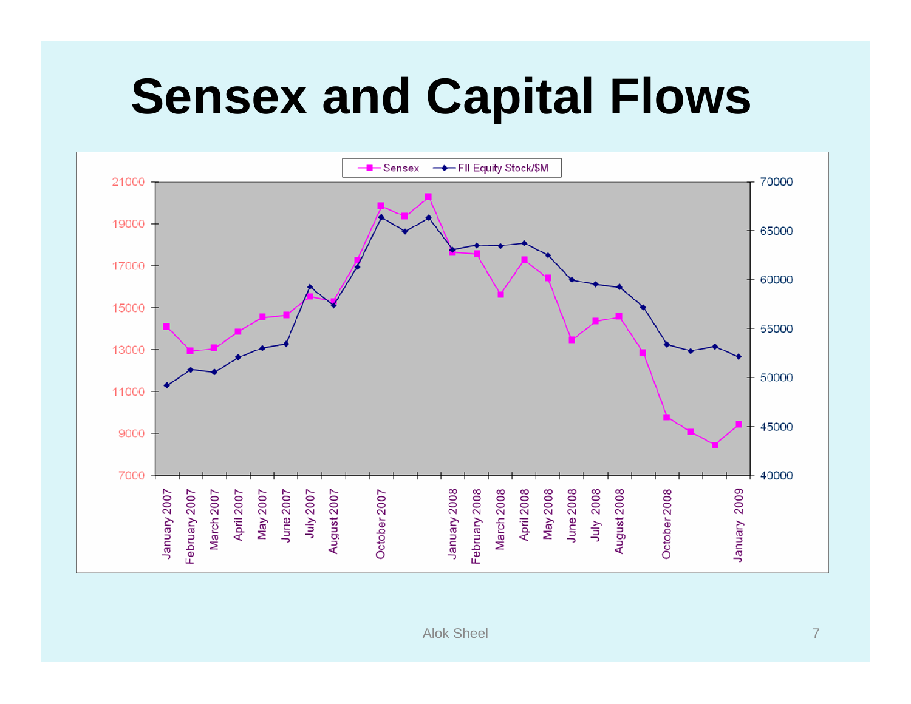# Sensex and Capital Flows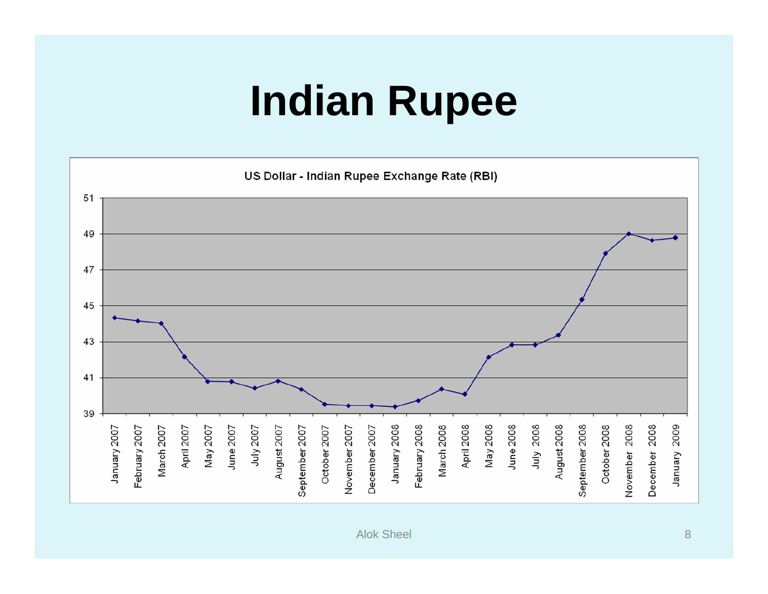# Indian Rupee

US Dollar - Indian Rupee Exchange Rate (RBI)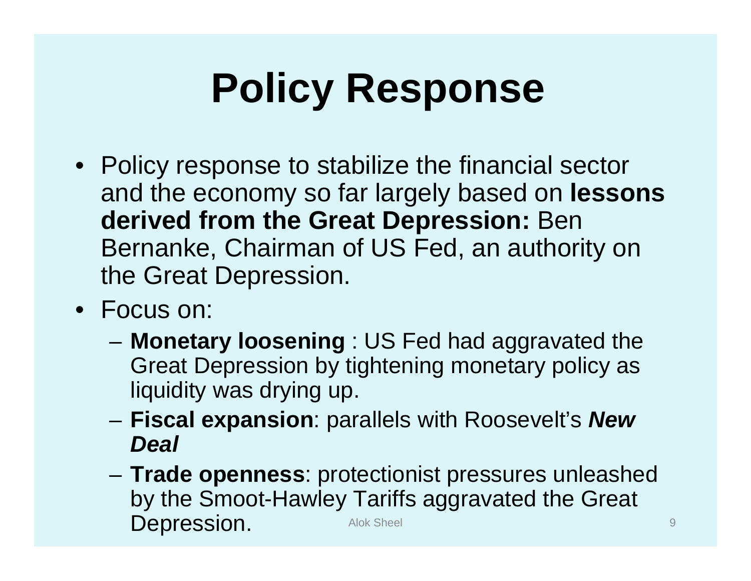# Policy Response

- Policy response to stabilize the financial sector and the economy so far largely based on **lessons derived from the Great Depression:** Ben Bernanke, Chairman of US Fed, an authority on the Great Depression.
- Focus on:
  - **Monetary loosening** : US Fed had aggravated the Great Depression by tightening monetary policy as liquidity was drying up.
  - **Fiscal expansion**: parallels with Roosevelt's ***New Deal***
  - **Trade openness**: protectionist pressures unleashed by the Smoot-Hawley Tariffs aggravated the Great Depression.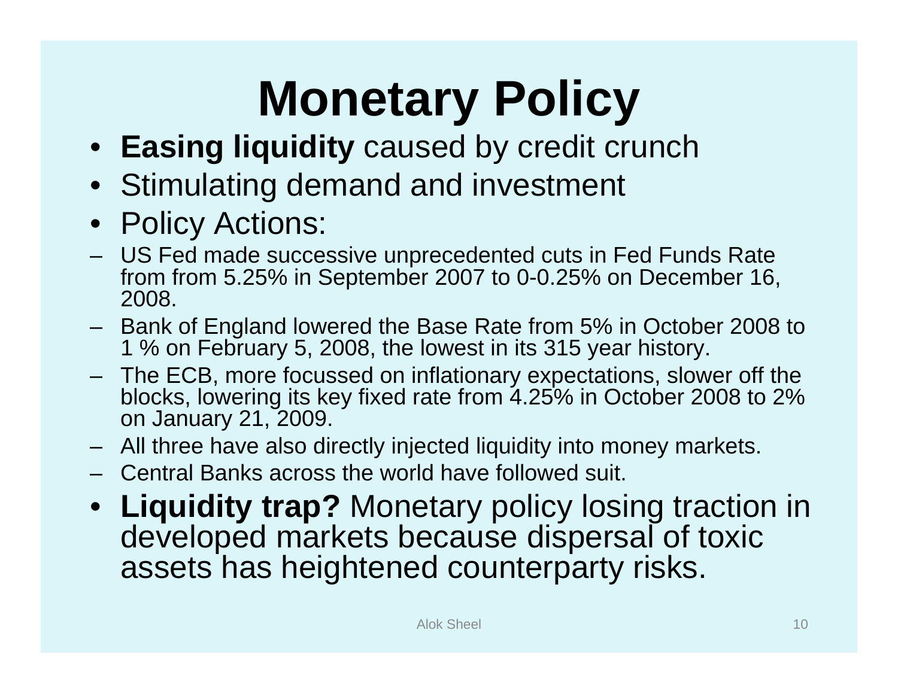# Monetary Policy

- **Easing liquidity** caused by credit crunch
- Stimulating demand and investment
- Policy Actions:
  - US Fed made successive unprecedented cuts in Fed Funds Rate from from 5.25% in September 2007 to 0-0.25% on December 16, 2008.
  - Bank of England lowered the Base Rate from 5% in October 2008 to 1 % on February 5, 2008, the lowest in its 315 year history.
  - The ECB, more focussed on inflationary expectations, slower off the blocks, lowering its key fixed rate from 4.25% in October 2008 to 2% on January 21, 2009.
  - All three have also directly injected liquidity into money markets.
  - Central Banks across the world have followed suit.
- **Liquidity trap?** Monetary policy losing traction in developed markets because dispersal of toxic assets has heightened counterparty risks.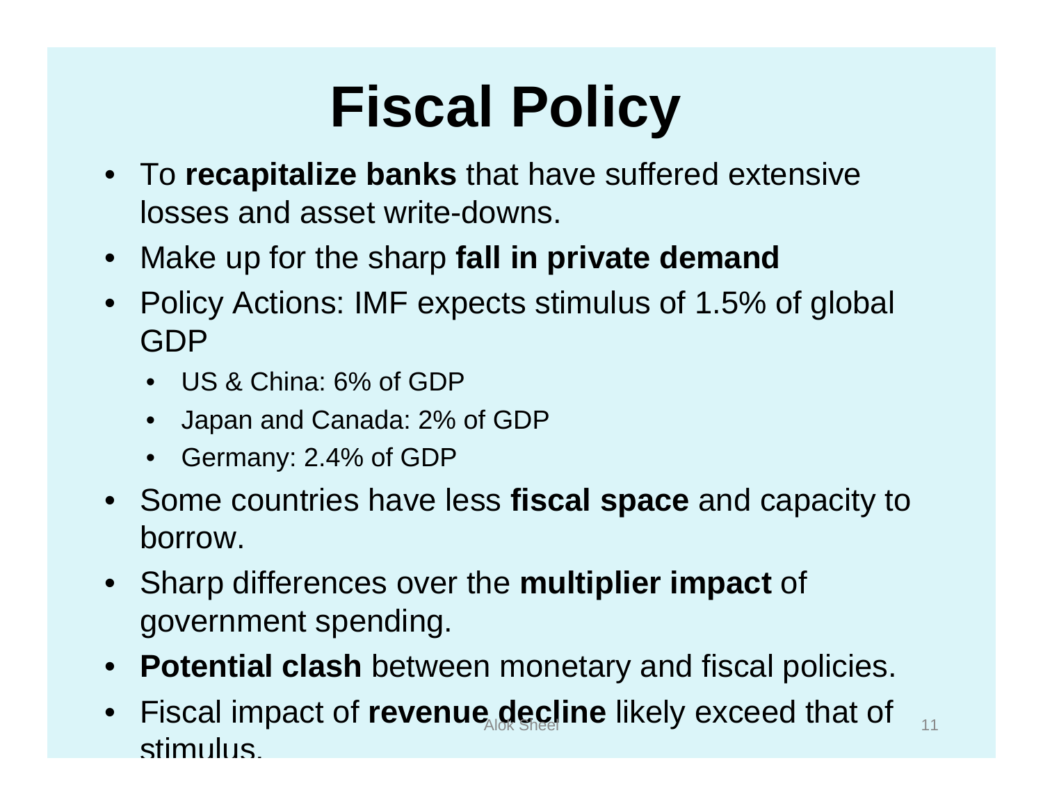# Fiscal Policy

- To **recapitalize banks** that have suffered extensive losses and asset write-downs.
- Make up for the sharp **fall in private demand**
- Policy Actions: IMF expects stimulus of 1.5% of global GDP
  - US & China: 6% of GDP
  - Japan and Canada: 2% of GDP
  - Germany: 2.4% of GDP
- Some countries have less **fiscal space** and capacity to borrow.
- Sharp differences over the **multiplier impact** of government spending.
- **Potential clash** between monetary and fiscal policies.
- Fiscal impact of **revenue decline** likely exceed that of stimulus.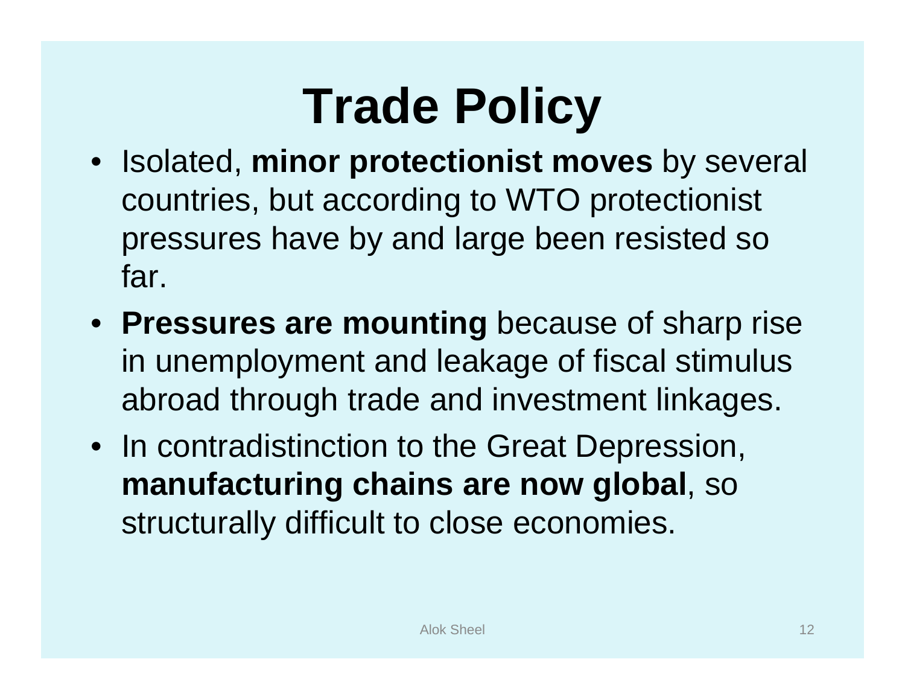# Trade Policy

- Isolated, **minor protectionist moves** by several countries, but according to WTO protectionist pressures have by and large been resisted so far.
- **Pressures are mounting** because of sharp rise in unemployment and leakage of fiscal stimulus abroad through trade and investment linkages.
- In contradistinction to the Great Depression, **manufacturing chains are now global**, so structurally difficult to close economies.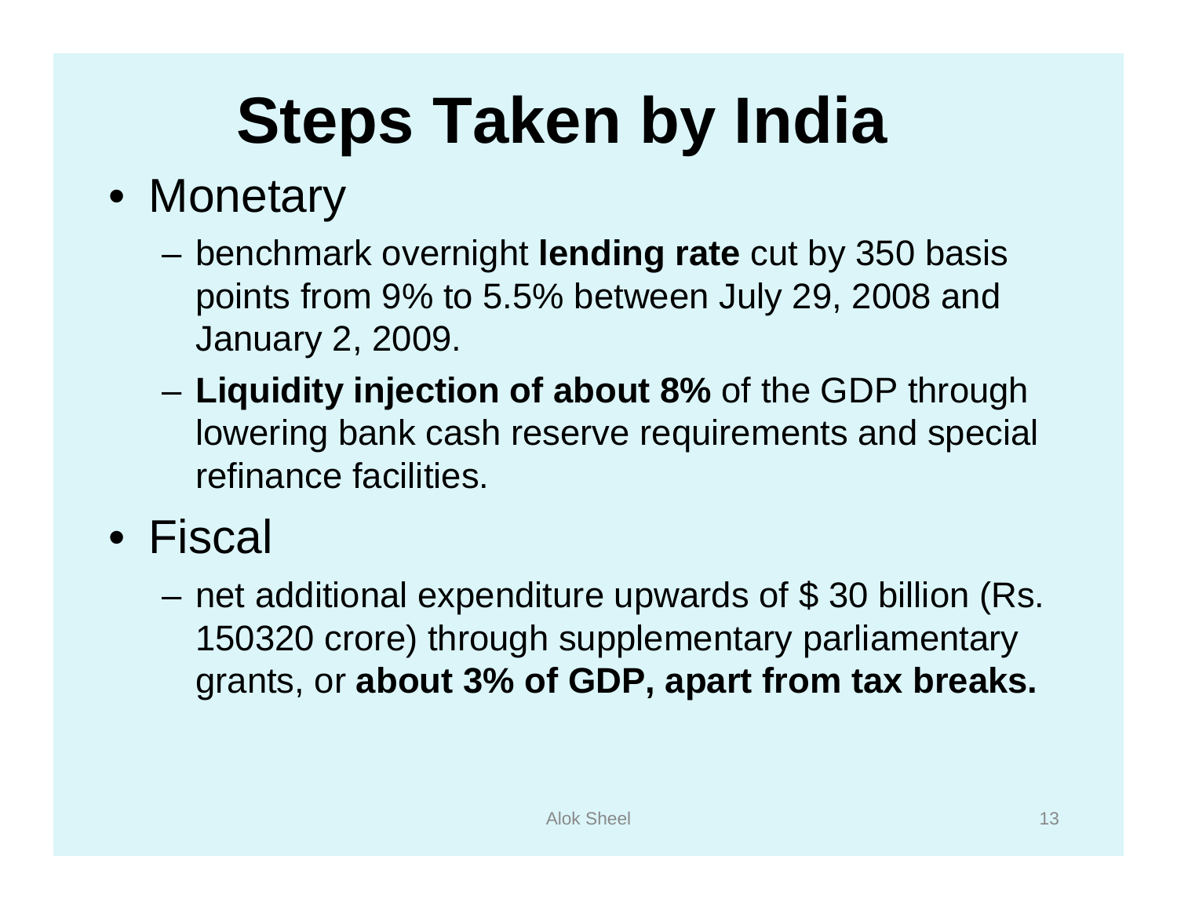# Steps Taken by India

- Monetary
  - benchmark overnight **lending rate** cut by 350 basis points from 9% to 5.5% between July 29, 2008 and January 2, 2009.
  - **Liquidity injection of about 8%** of the GDP through lowering bank cash reserve requirements and special refinance facilities.
- Fiscal
  - net additional expenditure upwards of $ 30 billion (Rs. 150320 crore) through supplementary parliamentary grants, or **about 3% of GDP, apart from tax breaks.**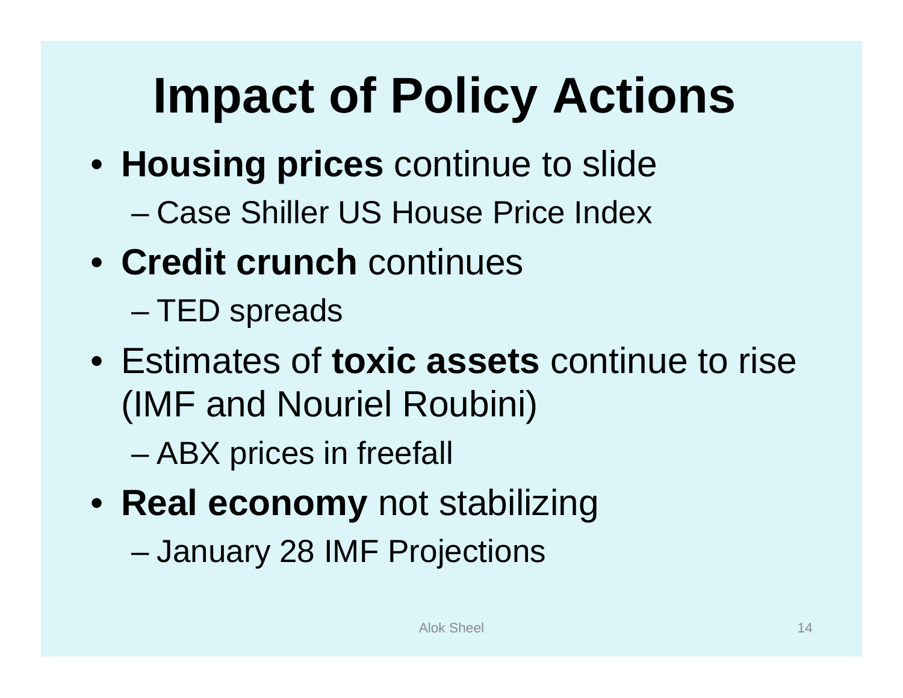# Impact of Policy Actions

- **Housing prices** continue to slide
  - Case Shiller US House Price Index
- **Credit crunch** continues
  - TED spreads
- Estimates of **toxic assets** continue to rise (IMF and Nouriel Roubini)
  - ABX prices in freefall
- **Real economy** not stabilizing
  - January 28 IMF Projections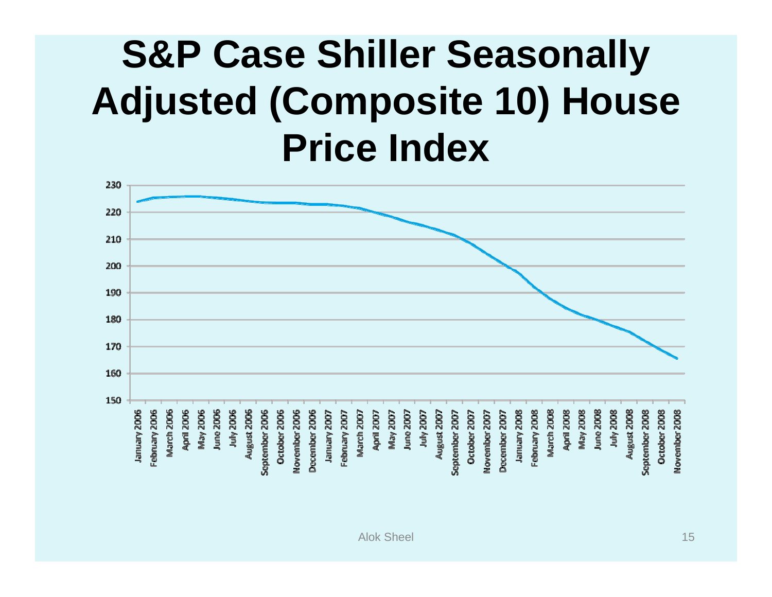# S&P Case Shiller Seasonally Adjusted (Composite 10) House Price Index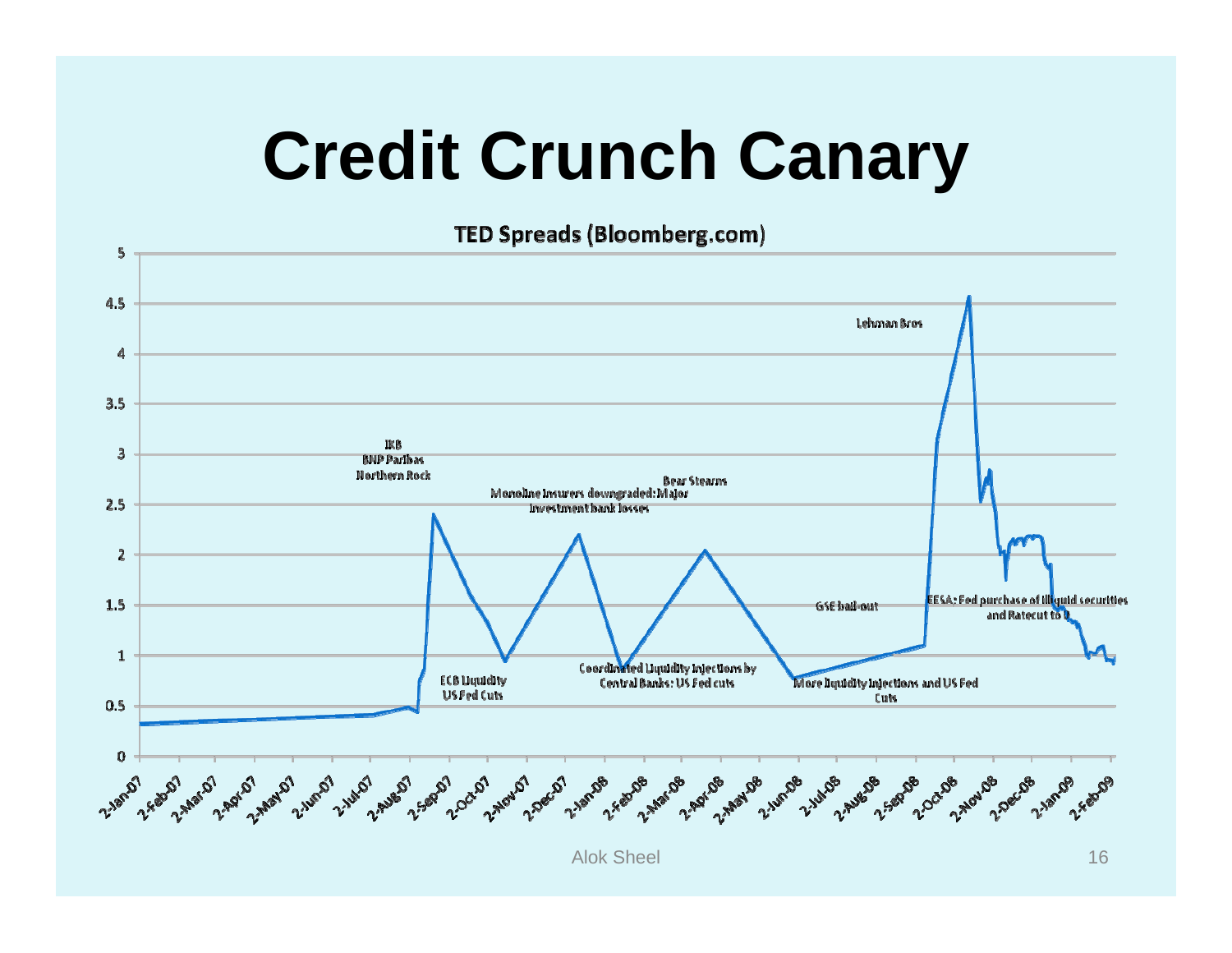# Credit Crunch Canary

TED Spreads (Bloomberg.com)

IKB
BNP Paribas
Northern Rock

Monoline insurers downgraded: Major investment bank losses

Bear Stearns

Lehman Bros

ECB Liquidity
US Fed Cuts

Coordinated Liquidity Injections by Central Banks: US Fed cuts

GSE bail-out

More liquidity injections and US Fed Cuts

EESA: Fed purchase of illiquid securities and Ratecut to 0

Alok Sheel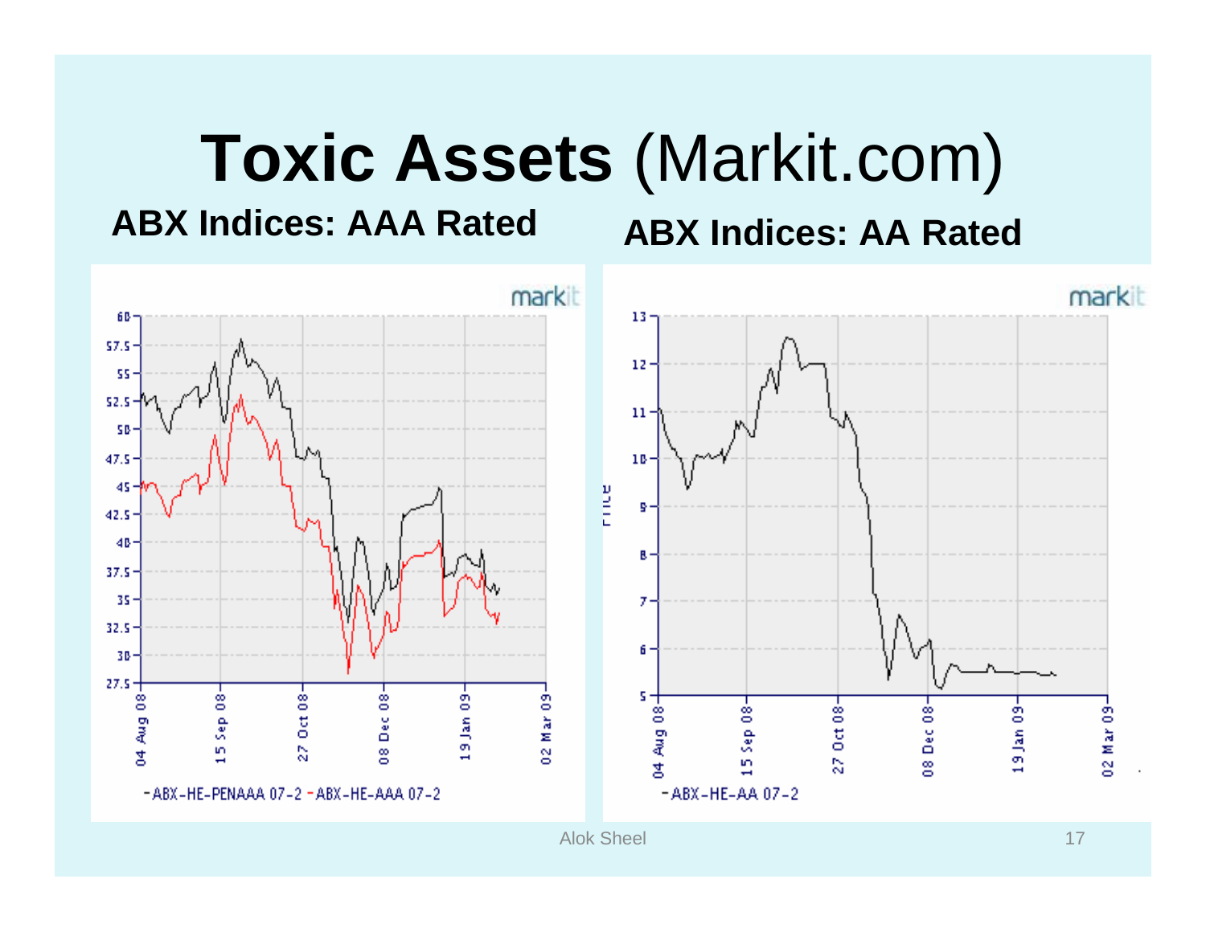# **Toxic Assets** (Markit.com)

**ABX Indices: AAA Rated** **ABX Indices: AA Rated**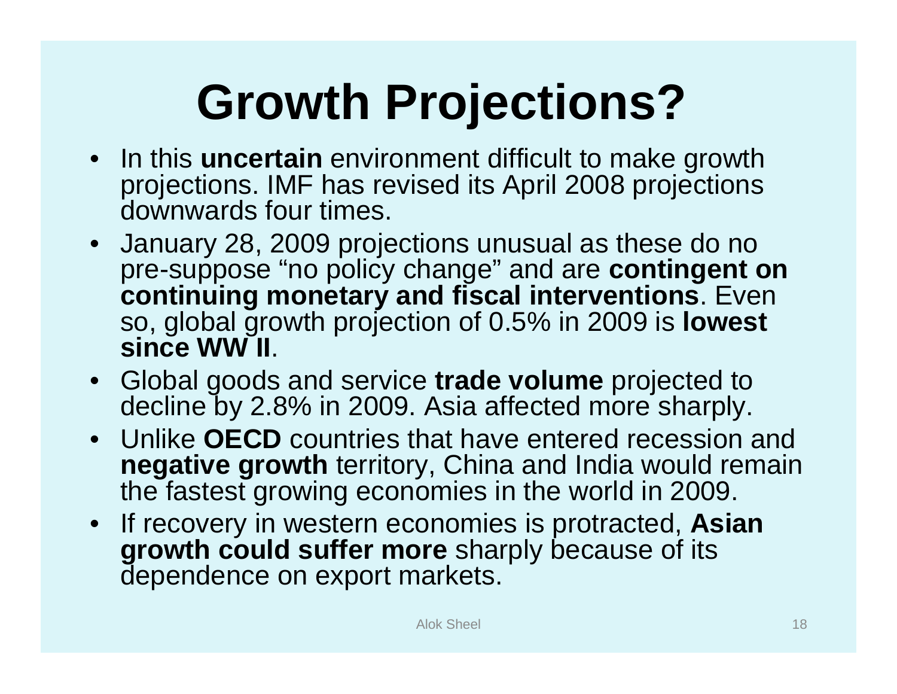# Growth Projections?

- In this **uncertain** environment difficult to make growth projections. IMF has revised its April 2008 projections downwards four times.
- January 28, 2009 projections unusual as these do no pre-suppose "no policy change" and are **contingent on continuing monetary and fiscal interventions**. Even so, global growth projection of 0.5% in 2009 is **lowest since WW II**.
- Global goods and service **trade volume** projected to decline by 2.8% in 2009. Asia affected more sharply.
- Unlike **OECD** countries that have entered recession and **negative growth** territory, China and India would remain the fastest growing economies in the world in 2009.
- If recovery in western economies is protracted, **Asian growth could suffer more** sharply because of its dependence on export markets.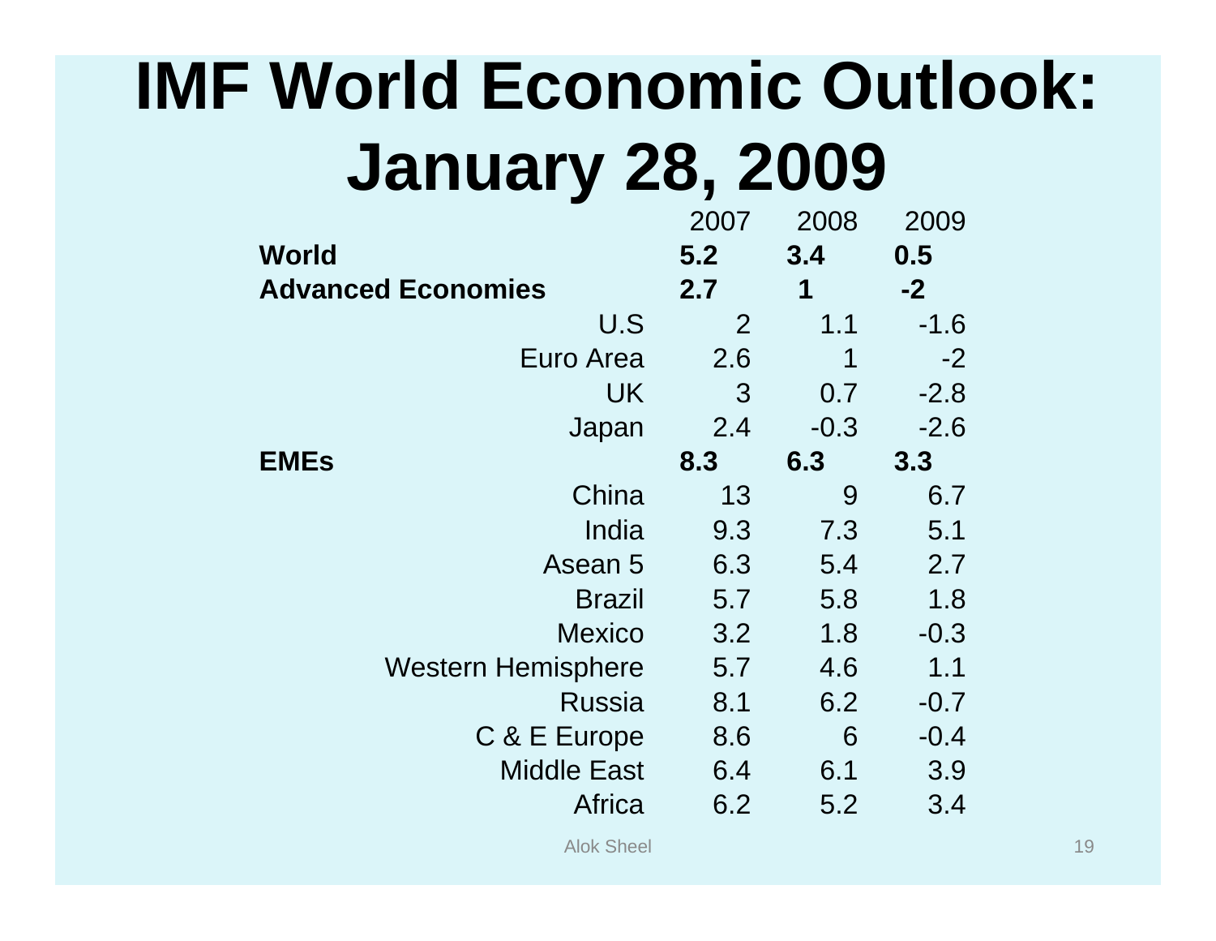# IMF World Economic Outlook: January 28, 2009

| | 2007 | 2008 | 2009 |
|---|---|---|---|
| **World** | **5.2** | **3.4** | **0.5** |
| **Advanced Economies** | **2.7** | **1** | **-2** |
| U.S | 2 | 1.1 | -1.6 |
| Euro Area | 2.6 | 1 | -2 |
| UK | 3 | 0.7 | -2.8 |
| Japan | 2.4 | -0.3 | -2.6 |
| **EMEs** | **8.3** | **6.3** | **3.3** |
| China | 13 | 9 | 6.7 |
| India | 9.3 | 7.3 | 5.1 |
| Asean 5 | 6.3 | 5.4 | 2.7 |
| Brazil | 5.7 | 5.8 | 1.8 |
| Mexico | 3.2 | 1.8 | -0.3 |
| Western Hemisphere | 5.7 | 4.6 | 1.1 |
| Russia | 8.1 | 6.2 | -0.7 |
| C & E Europe | 8.6 | 6 | -0.4 |
| Middle East | 6.4 | 6.1 | 3.9 |
| Africa | 6.2 | 5.2 | 3.4 |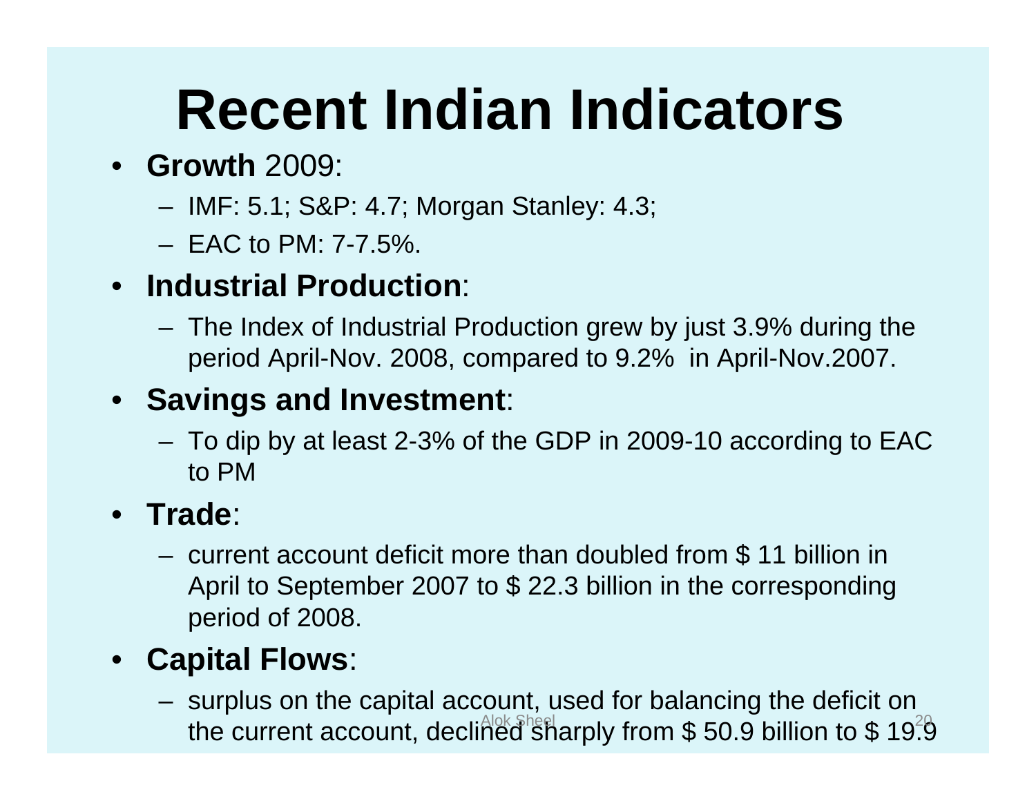# Recent Indian Indicators

- **Growth** 2009:
  - IMF: 5.1; S&P: 4.7; Morgan Stanley: 4.3;
  - EAC to PM: 7-7.5%.
- **Industrial Production**:
  - The Index of Industrial Production grew by just 3.9% during the period April-Nov. 2008, compared to 9.2% in April-Nov.2007.
- **Savings and Investment**:
  - To dip by at least 2-3% of the GDP in 2009-10 according to EAC to PM
- **Trade**:
  - current account deficit more than doubled from $ 11 billion in April to September 2007 to $ 22.3 billion in the corresponding period of 2008.
- **Capital Flows**:
  - surplus on the capital account, used for balancing the deficit on the current account, declined sharply from $ 50.9 billion to $ 19.9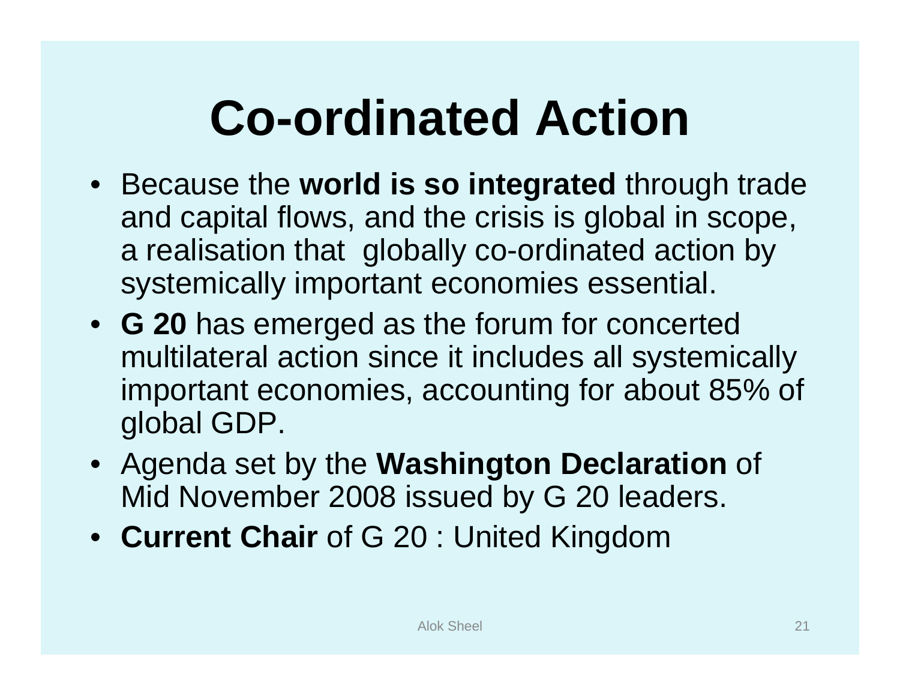# Co-ordinated Action

- Because the **world is so integrated** through trade and capital flows, and the crisis is global in scope, a realisation that globally co-ordinated action by systemically important economies essential.
- **G 20** has emerged as the forum for concerted multilateral action since it includes all systemically important economies, accounting for about 85% of global GDP.
- Agenda set by the **Washington Declaration** of Mid November 2008 issued by G 20 leaders.
- **Current Chair** of G 20 : United Kingdom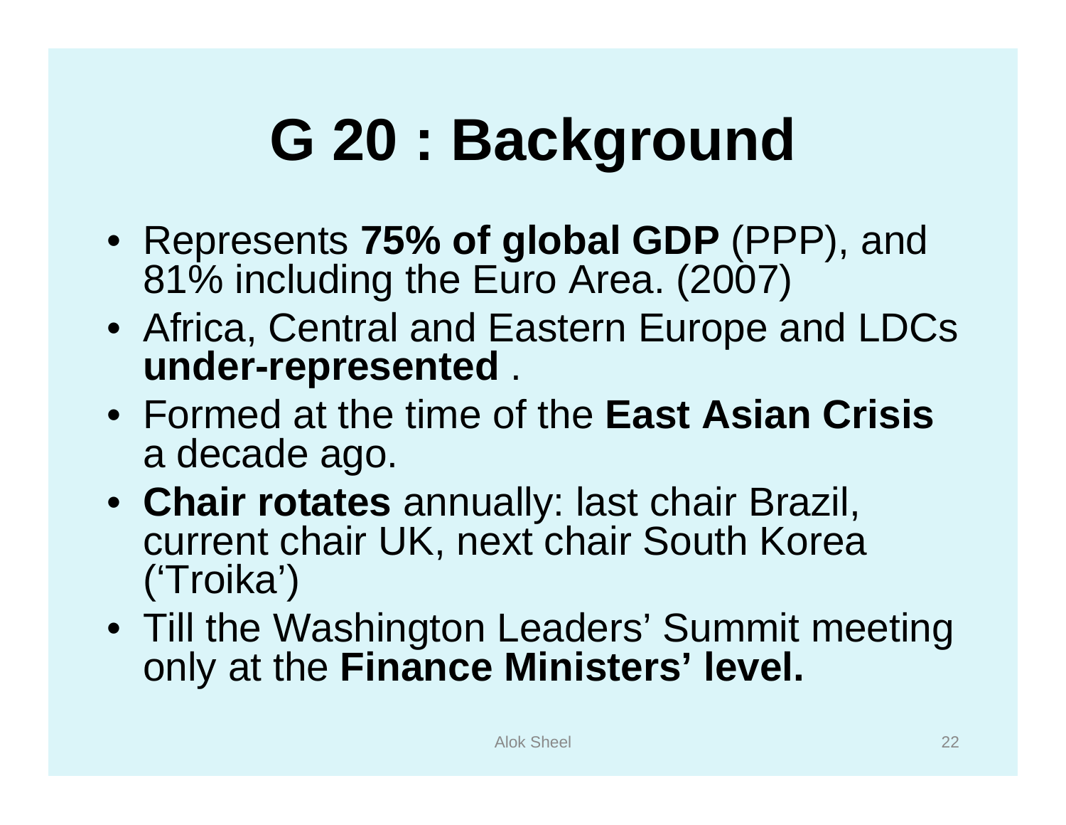# G 20 : Background

- Represents **75% of global GDP** (PPP), and 81% including the Euro Area. (2007)
- Africa, Central and Eastern Europe and LDCs **under-represented** .
- Formed at the time of the **East Asian Crisis** a decade ago.
- **Chair rotates** annually: last chair Brazil, current chair UK, next chair South Korea ('Troika')
- Till the Washington Leaders' Summit meeting only at the **Finance Ministers' level.**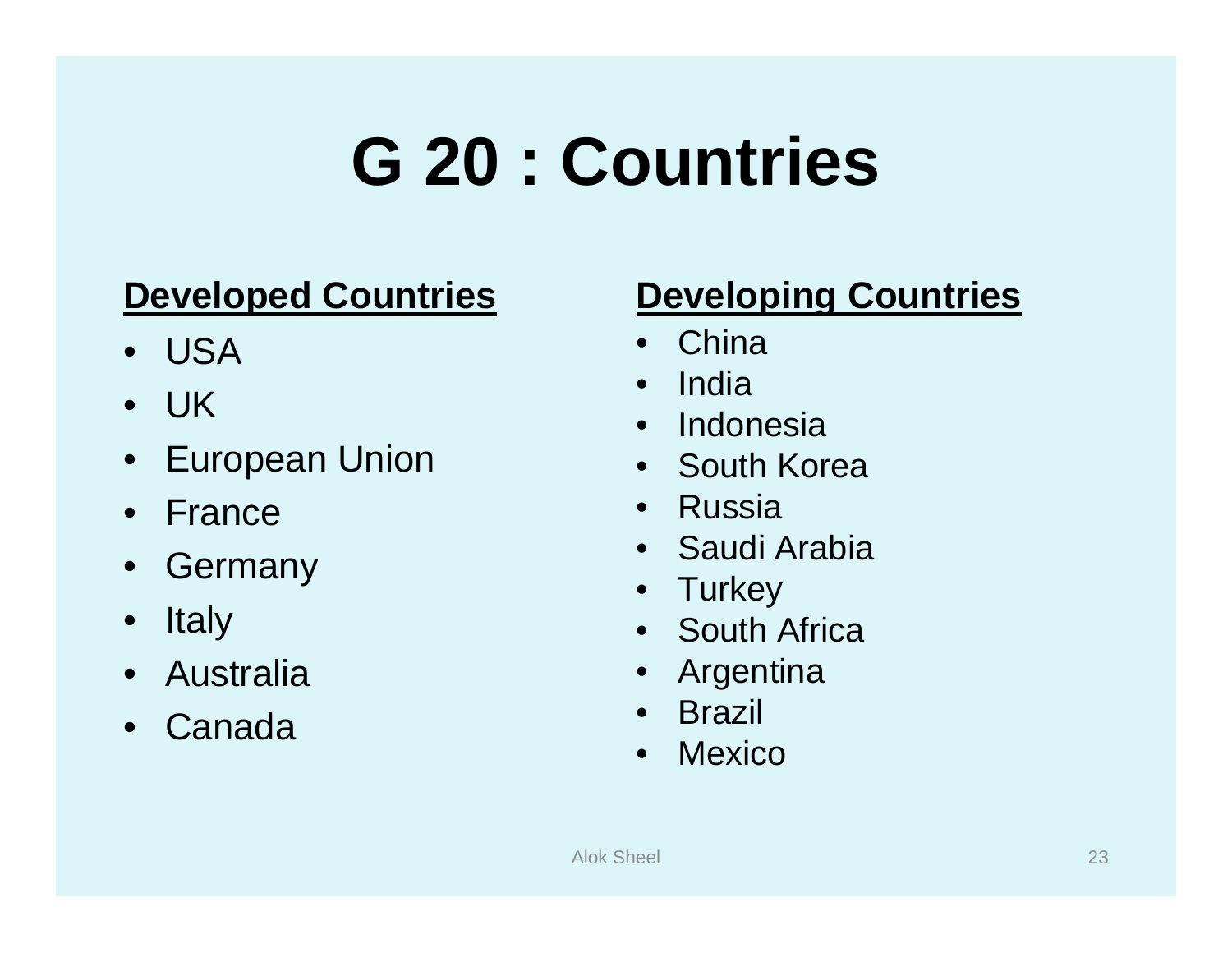# G 20 : Countries

**Developed Countries**

- USA
- UK
- European Union
- France
- Germany
- Italy
- Australia
- Canada

**Developing Countries**

- China
- India
- Indonesia
- South Korea
- Russia
- Saudi Arabia
- Turkey
- South Africa
- Argentina
- Brazil
- Mexico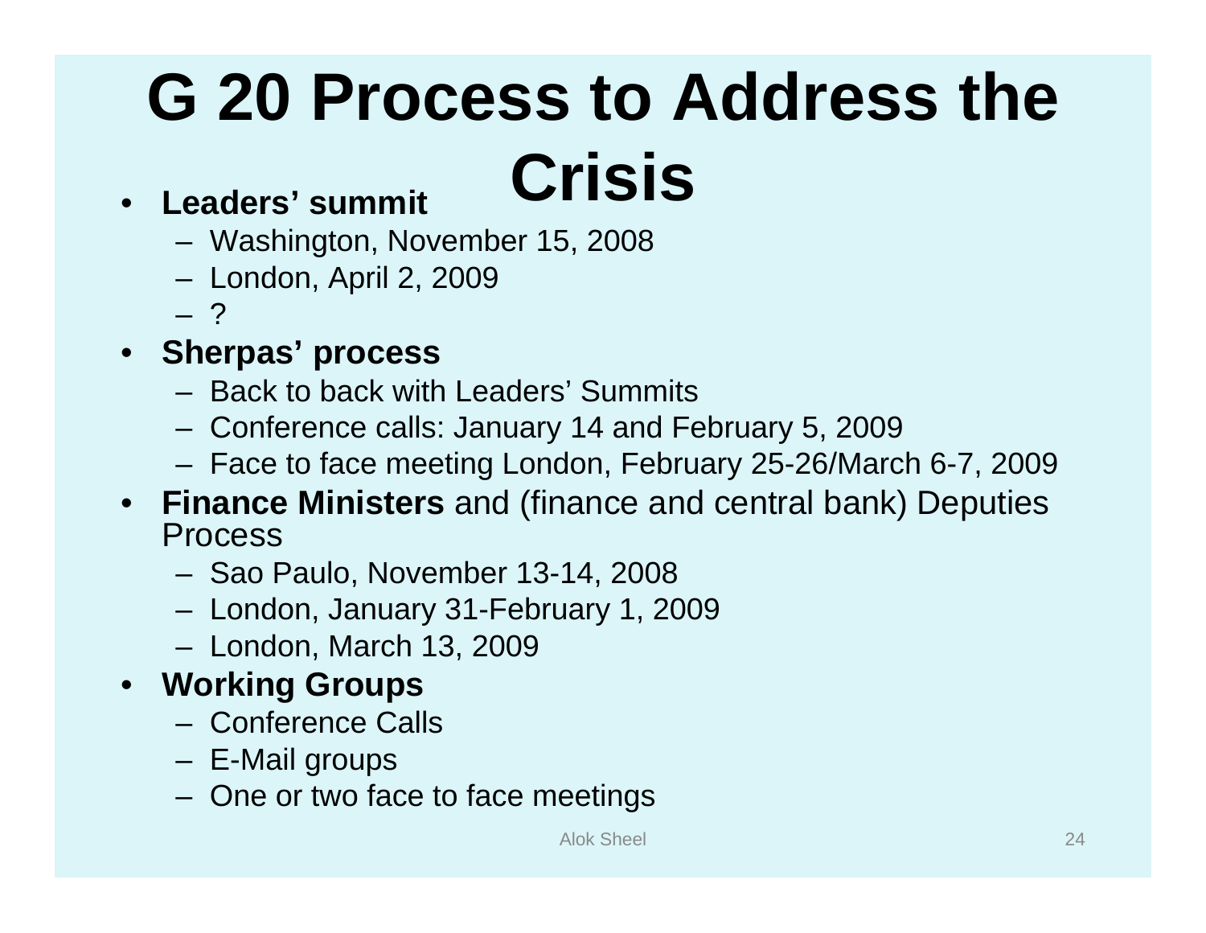# G 20 Process to Address the Crisis

- **Leaders' summit**
  - Washington, November 15, 2008
  - London, April 2, 2009
  - ?
- **Sherpas' process**
  - Back to back with Leaders' Summits
  - Conference calls: January 14 and February 5, 2009
  - Face to face meeting London, February 25-26/March 6-7, 2009
- **Finance Ministers** and (finance and central bank) Deputies Process
  - Sao Paulo, November 13-14, 2008
  - London, January 31-February 1, 2009
  - London, March 13, 2009
- **Working Groups**
  - Conference Calls
  - E-Mail groups
  - One or two face to face meetings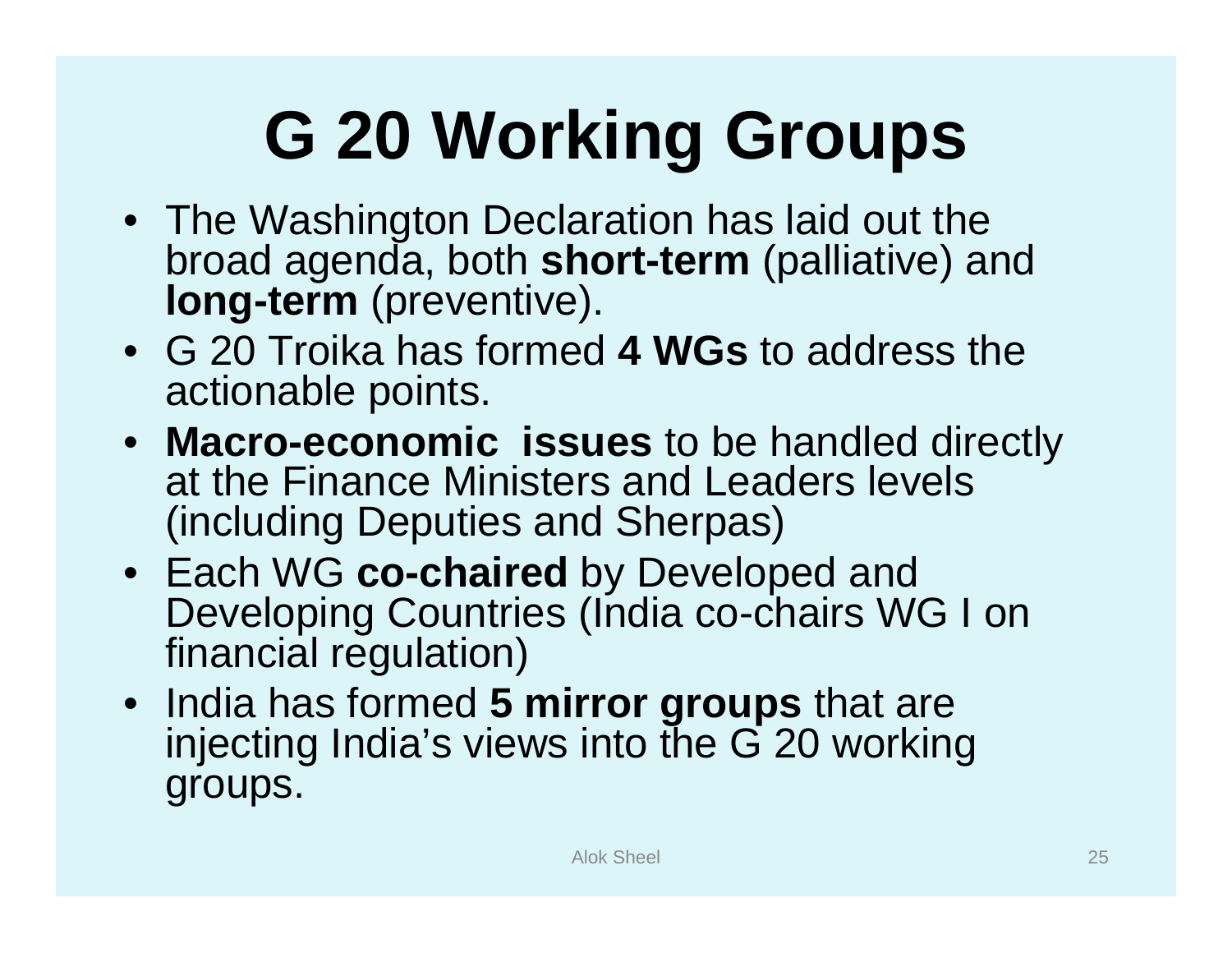# G 20 Working Groups

- The Washington Declaration has laid out the broad agenda, both **short-term** (palliative) and **long-term** (preventive).
- G 20 Troika has formed **4 WGs** to address the actionable points.
- **Macro-economic issues** to be handled directly at the Finance Ministers and Leaders levels (including Deputies and Sherpas)
- Each WG **co-chaired** by Developed and Developing Countries (India co-chairs WG I on financial regulation)
- India has formed **5 mirror groups** that are injecting India's views into the G 20 working groups.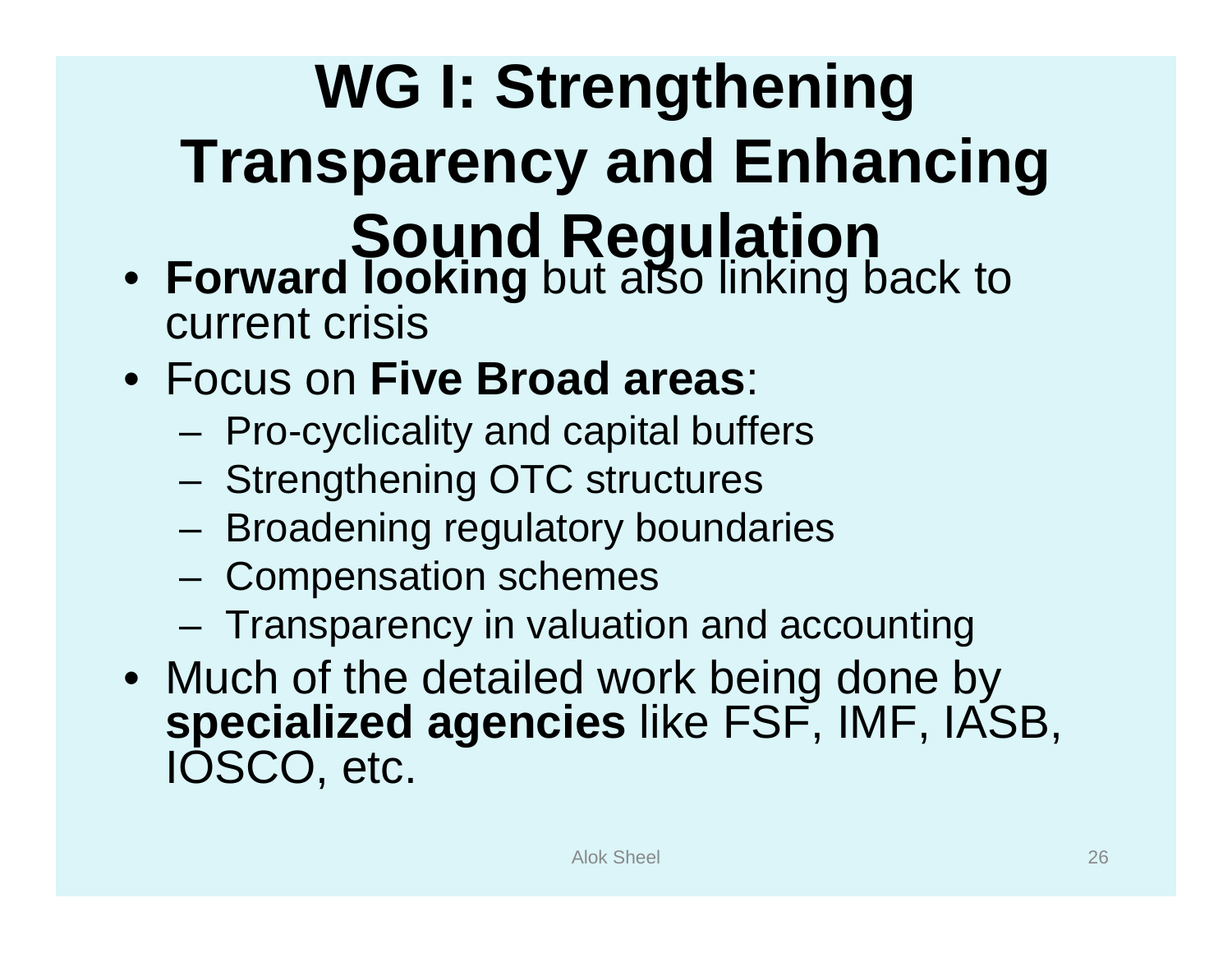# WG I: Strengthening Transparency and Enhancing Sound Regulation

- **Forward looking** but also linking back to current crisis
- Focus on **Five Broad areas**:
  - Pro-cyclicality and capital buffers
  - Strengthening OTC structures
  - Broadening regulatory boundaries
  - Compensation schemes
  - Transparency in valuation and accounting
- Much of the detailed work being done by **specialized agencies** like FSF, IMF, IASB, IOSCO, etc.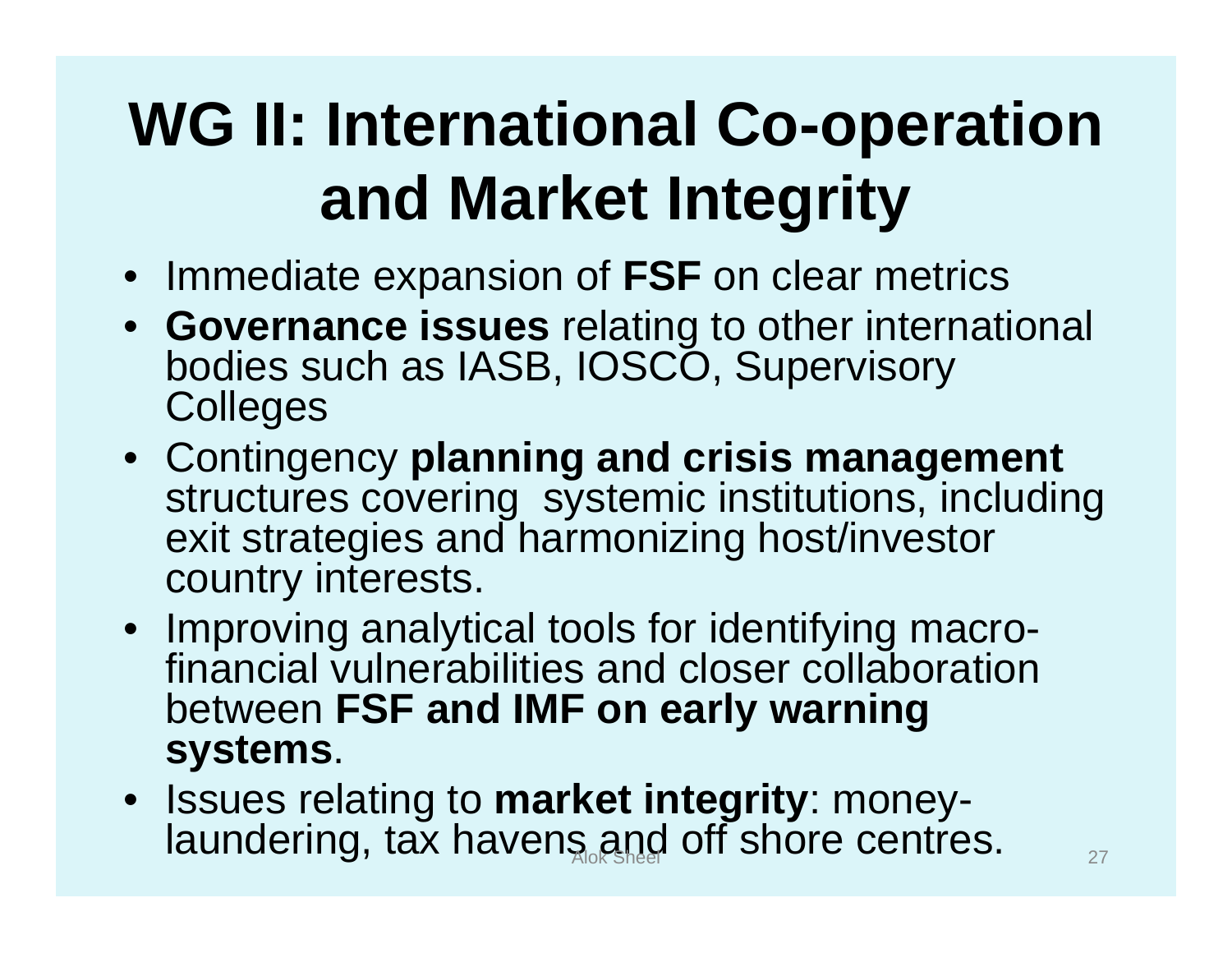# WG II: International Co-operation and Market Integrity

- Immediate expansion of **FSF** on clear metrics
- **Governance issues** relating to other international bodies such as IASB, IOSCO, Supervisory Colleges
- Contingency **planning and crisis management** structures covering systemic institutions, including exit strategies and harmonizing host/investor country interests.
- Improving analytical tools for identifying macro-financial vulnerabilities and closer collaboration between **FSF and IMF on early warning systems**.
- Issues relating to **market integrity**: money-laundering, tax havens and off shore centres.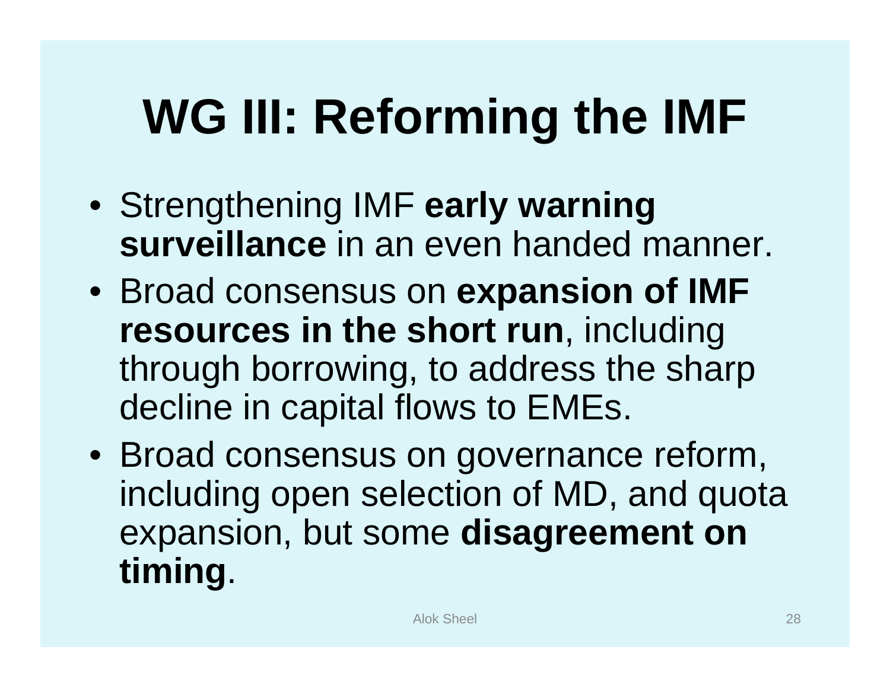# WG III: Reforming the IMF

- Strengthening IMF **early warning surveillance** in an even handed manner.
- Broad consensus on **expansion of IMF resources in the short run**, including through borrowing, to address the sharp decline in capital flows to EMEs.
- Broad consensus on governance reform, including open selection of MD, and quota expansion, but some **disagreement on timing**.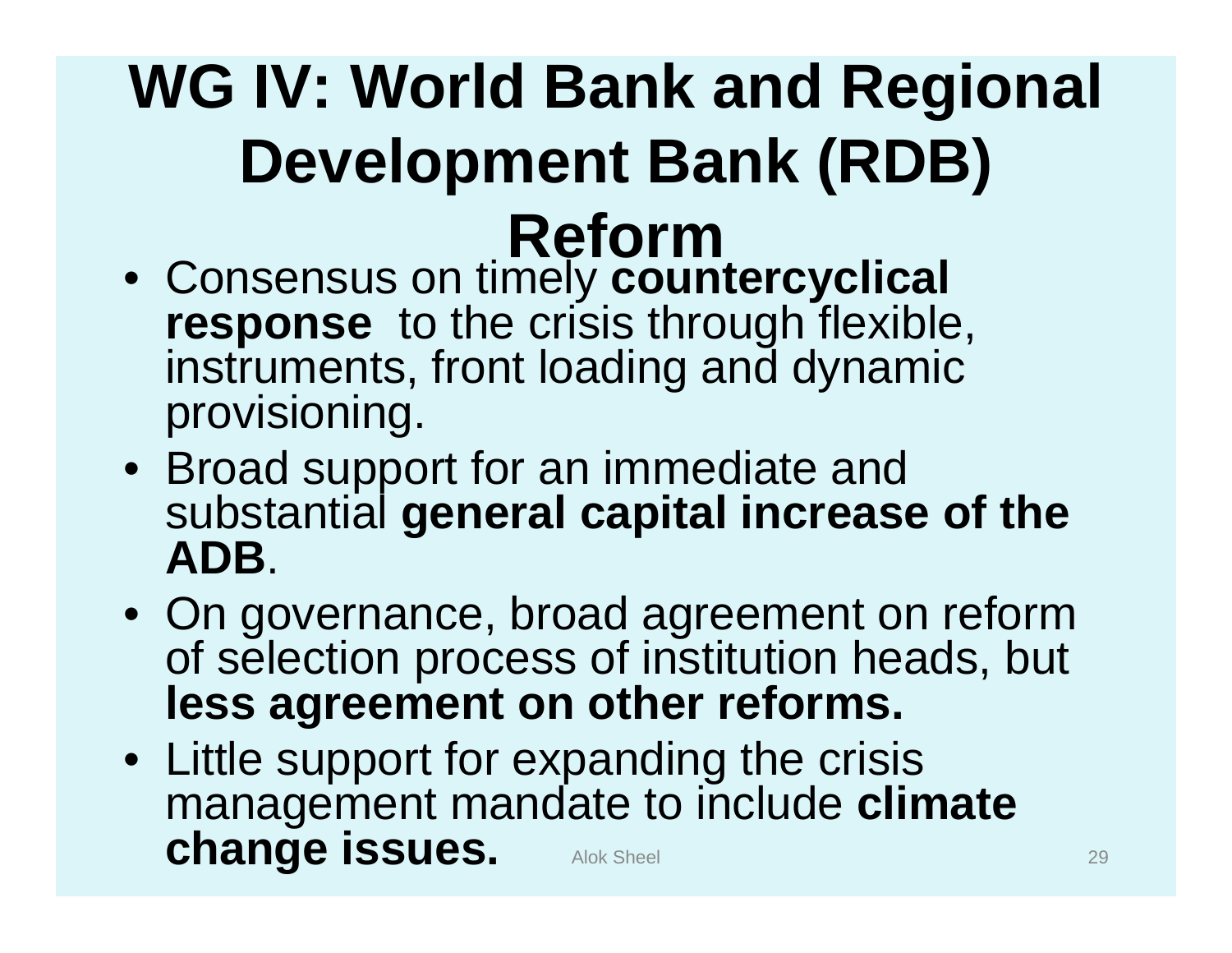# WG IV: World Bank and Regional Development Bank (RDB) Reform

- Consensus on timely **countercyclical response** to the crisis through flexible, instruments, front loading and dynamic provisioning.
- Broad support for an immediate and substantial **general capital increase of the ADB**.
- On governance, broad agreement on reform of selection process of institution heads, but **less agreement on other reforms.**
- Little support for expanding the crisis management mandate to include **climate change issues.**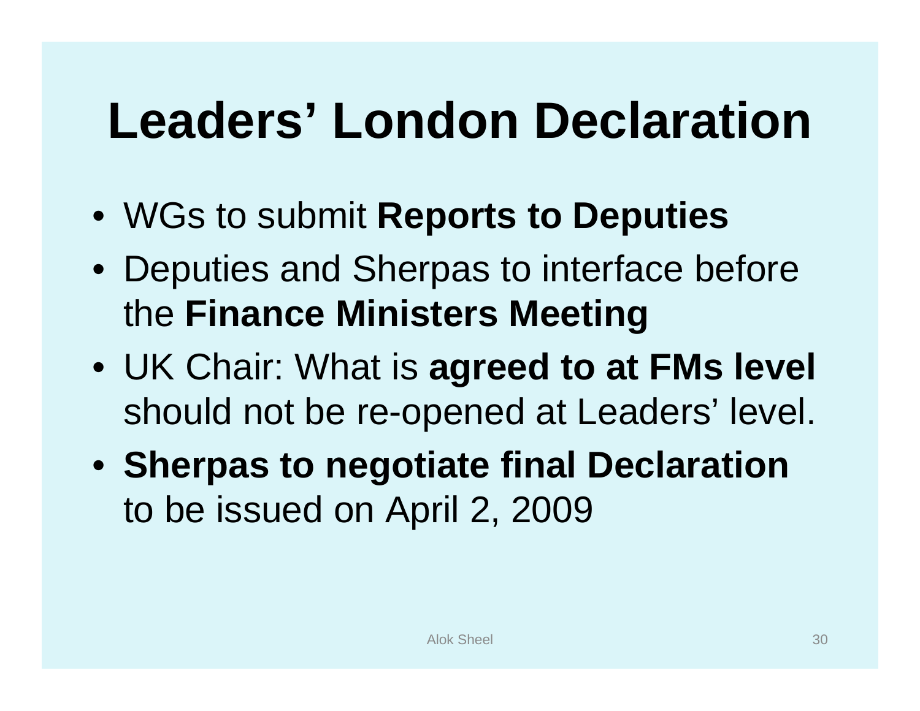# Leaders' London Declaration

- WGs to submit **Reports to Deputies**
- Deputies and Sherpas to interface before the **Finance Ministers Meeting**
- UK Chair: What is **agreed to at FMs level** should not be re-opened at Leaders' level.
- **Sherpas to negotiate final Declaration** to be issued on April 2, 2009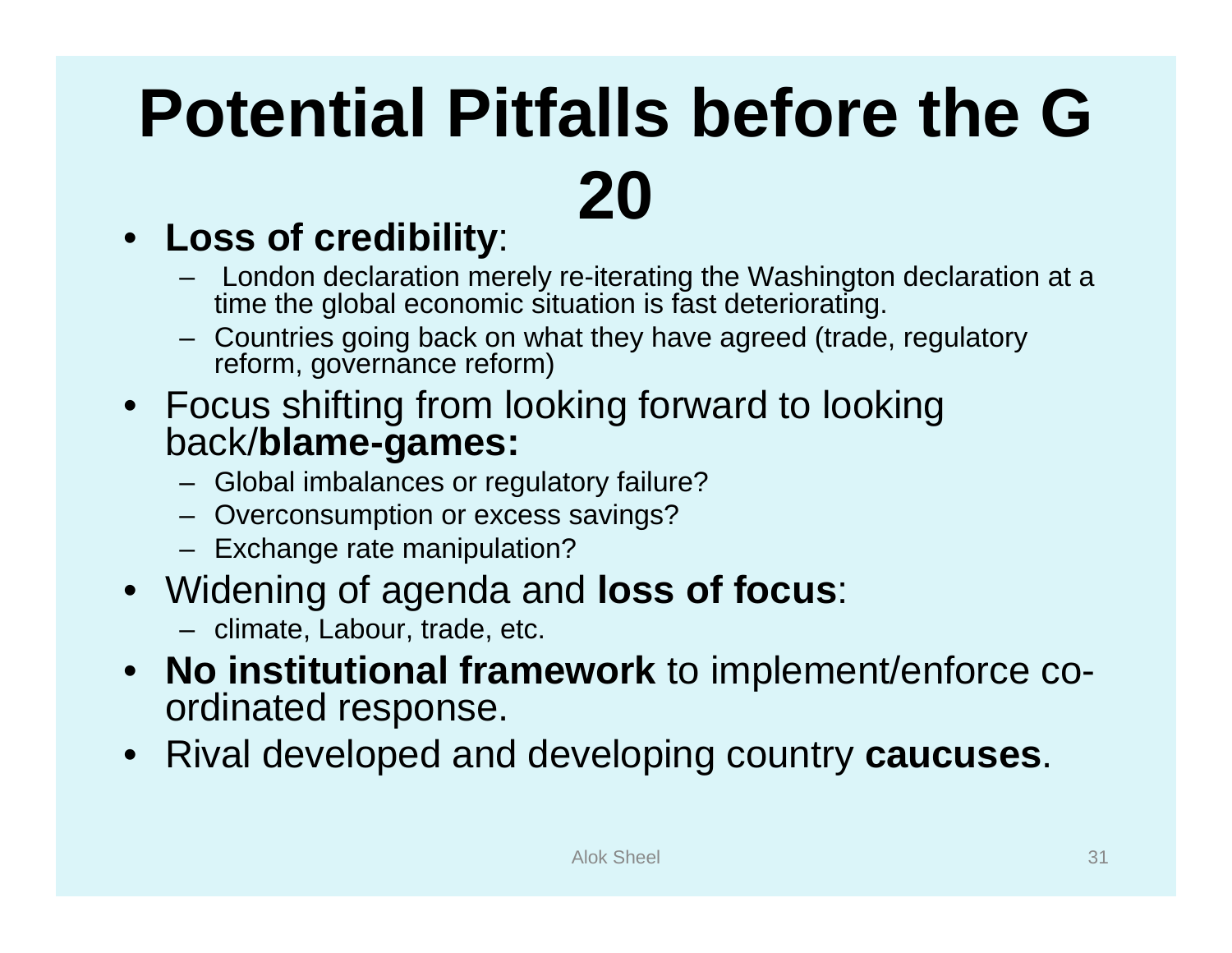# Potential Pitfalls before the G 20

- **Loss of credibility**:
  - London declaration merely re-iterating the Washington declaration at a time the global economic situation is fast deteriorating.
  - Countries going back on what they have agreed (trade, regulatory reform, governance reform)
- Focus shifting from looking forward to looking back/**blame-games:**
  - Global imbalances or regulatory failure?
  - Overconsumption or excess savings?
  - Exchange rate manipulation?
- Widening of agenda and **loss of focus**:
  - climate, Labour, trade, etc.
- **No institutional framework** to implement/enforce co-ordinated response.
- Rival developed and developing country **caucuses**.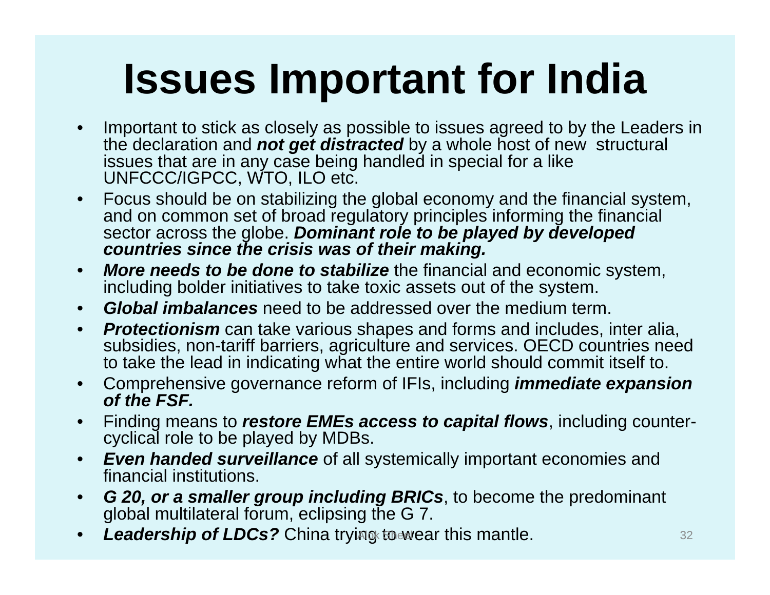# Issues Important for India

- Important to stick as closely as possible to issues agreed to by the Leaders in the declaration and ***not get distracted*** by a whole host of new structural issues that are in any case being handled in special for a like UNFCCC/IGPCC, WTO, ILO etc.
- Focus should be on stabilizing the global economy and the financial system, and on common set of broad regulatory principles informing the financial sector across the globe. ***Dominant role to be played by developed countries since the crisis was of their making.***
- ***More needs to be done to stabilize*** the financial and economic system, including bolder initiatives to take toxic assets out of the system.
- ***Global imbalances*** need to be addressed over the medium term.
- ***Protectionism*** can take various shapes and forms and includes, inter alia, subsidies, non-tariff barriers, agriculture and services. OECD countries need to take the lead in indicating what the entire world should commit itself to.
- Comprehensive governance reform of IFIs, including ***immediate expansion of the FSF.***
- Finding means to ***restore EMEs access to capital flows***, including counter-cyclical role to be played by MDBs.
- ***Even handed surveillance*** of all systemically important economies and financial institutions.
- ***G 20, or a smaller group including BRICs***, to become the predominant global multilateral forum, eclipsing the G 7.
- ***Leadership of LDCs?*** China trying to wear this mantle.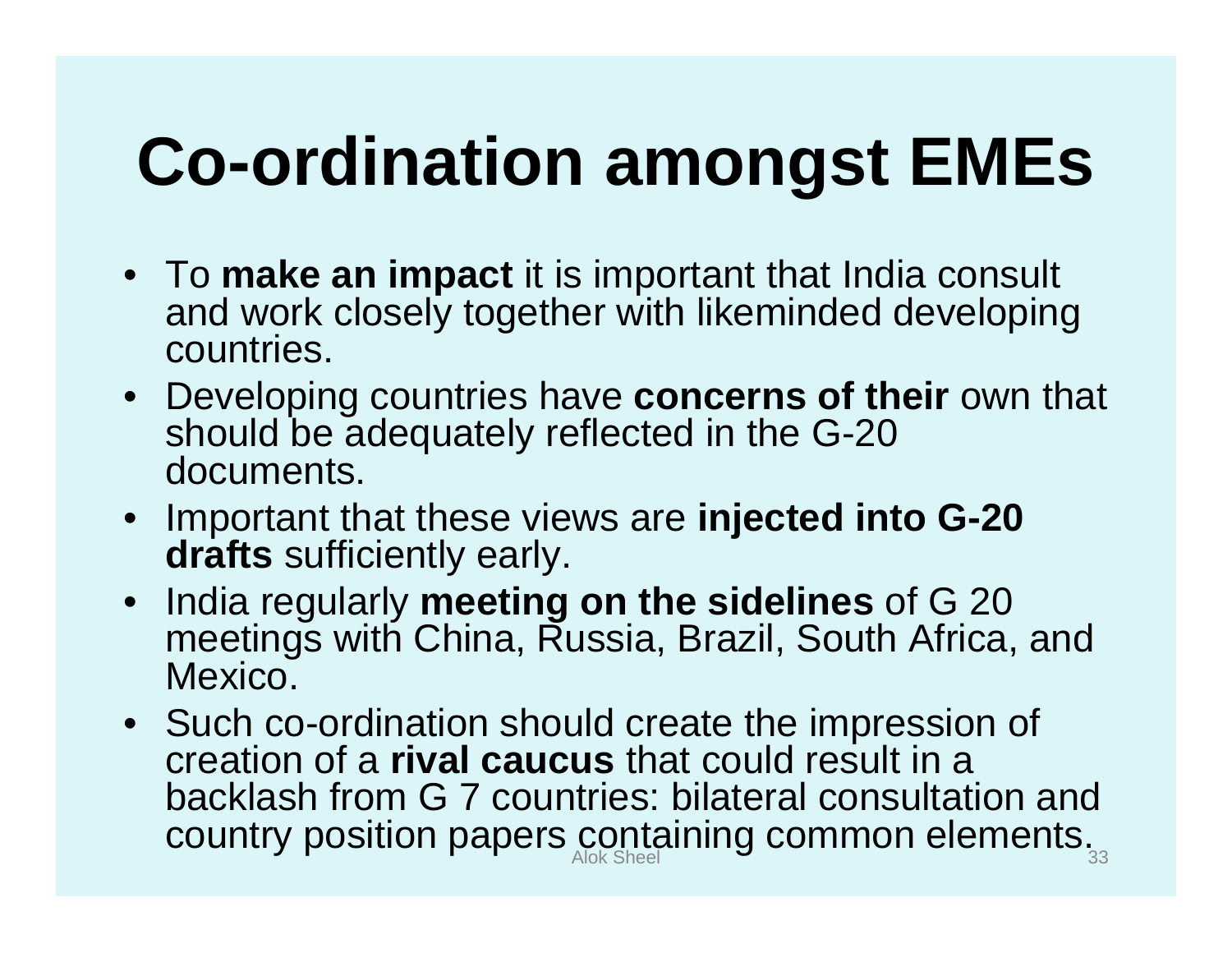# Co-ordination amongst EMEs

- To **make an impact** it is important that India consult and work closely together with likeminded developing countries.
- Developing countries have **concerns of their** own that should be adequately reflected in the G-20 documents.
- Important that these views are **injected into G-20 drafts** sufficiently early.
- India regularly **meeting on the sidelines** of G 20 meetings with China, Russia, Brazil, South Africa, and Mexico.
- Such co-ordination should create the impression of creation of a **rival caucus** that could result in a backlash from G 7 countries: bilateral consultation and country position papers containing common elements.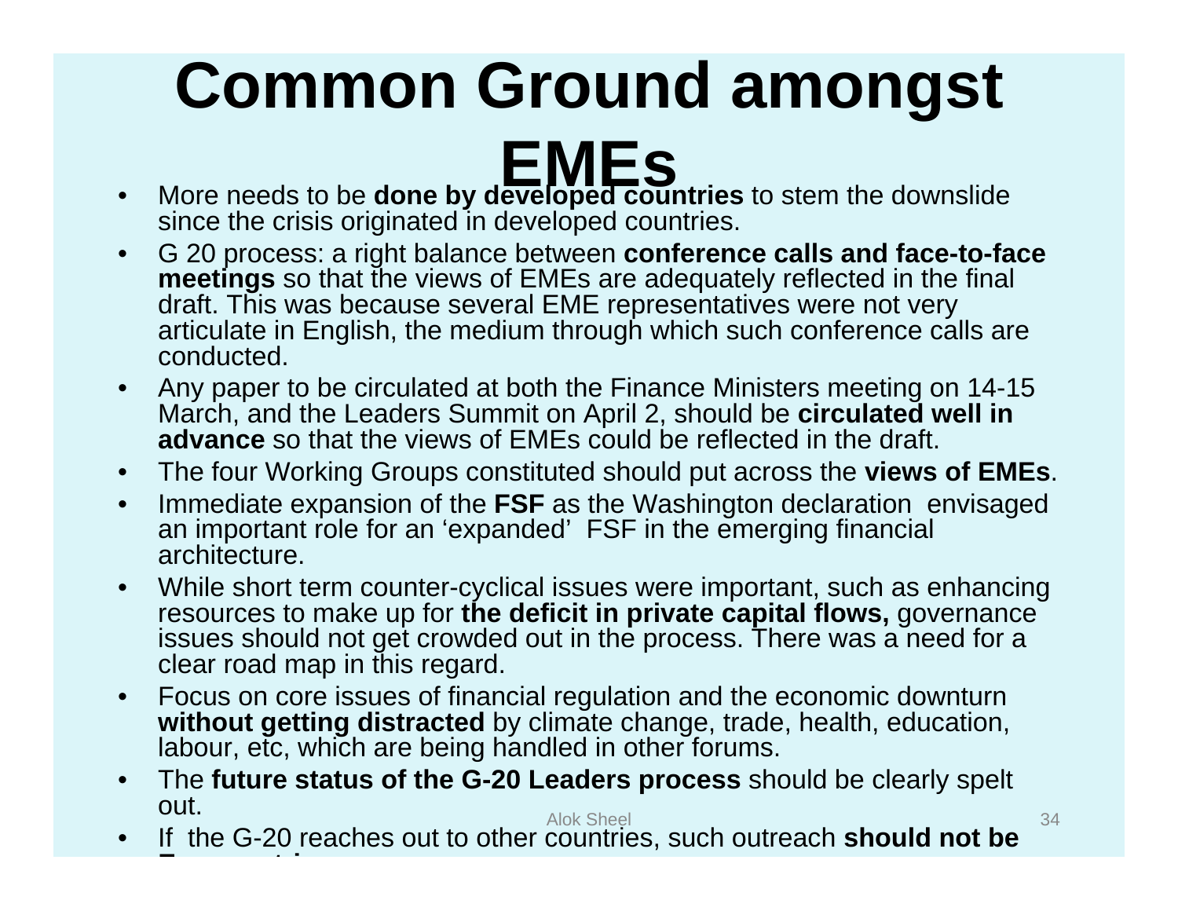# Common Ground amongst EMEs

- More needs to be **done by developed countries** to stem the downslide since the crisis originated in developed countries.
- G 20 process: a right balance between **conference calls and face-to-face meetings** so that the views of EMEs are adequately reflected in the final draft. This was because several EME representatives were not very articulate in English, the medium through which such conference calls are conducted.
- Any paper to be circulated at both the Finance Ministers meeting on 14-15 March, and the Leaders Summit on April 2, should be **circulated well in advance** so that the views of EMEs could be reflected in the draft.
- The four Working Groups constituted should put across the **views of EMEs**.
- Immediate expansion of the **FSF** as the Washington declaration envisaged an important role for an 'expanded' FSF in the emerging financial architecture.
- While short term counter-cyclical issues were important, such as enhancing resources to make up for **the deficit in private capital flows,** governance issues should not get crowded out in the process. There was a need for a clear road map in this regard.
- Focus on core issues of financial regulation and the economic downturn **without getting distracted** by climate change, trade, health, education, labour, etc, which are being handled in other forums.
- The **future status of the G-20 Leaders process** should be clearly spelt out.
- If the G-20 reaches out to other countries, such outreach **should not be**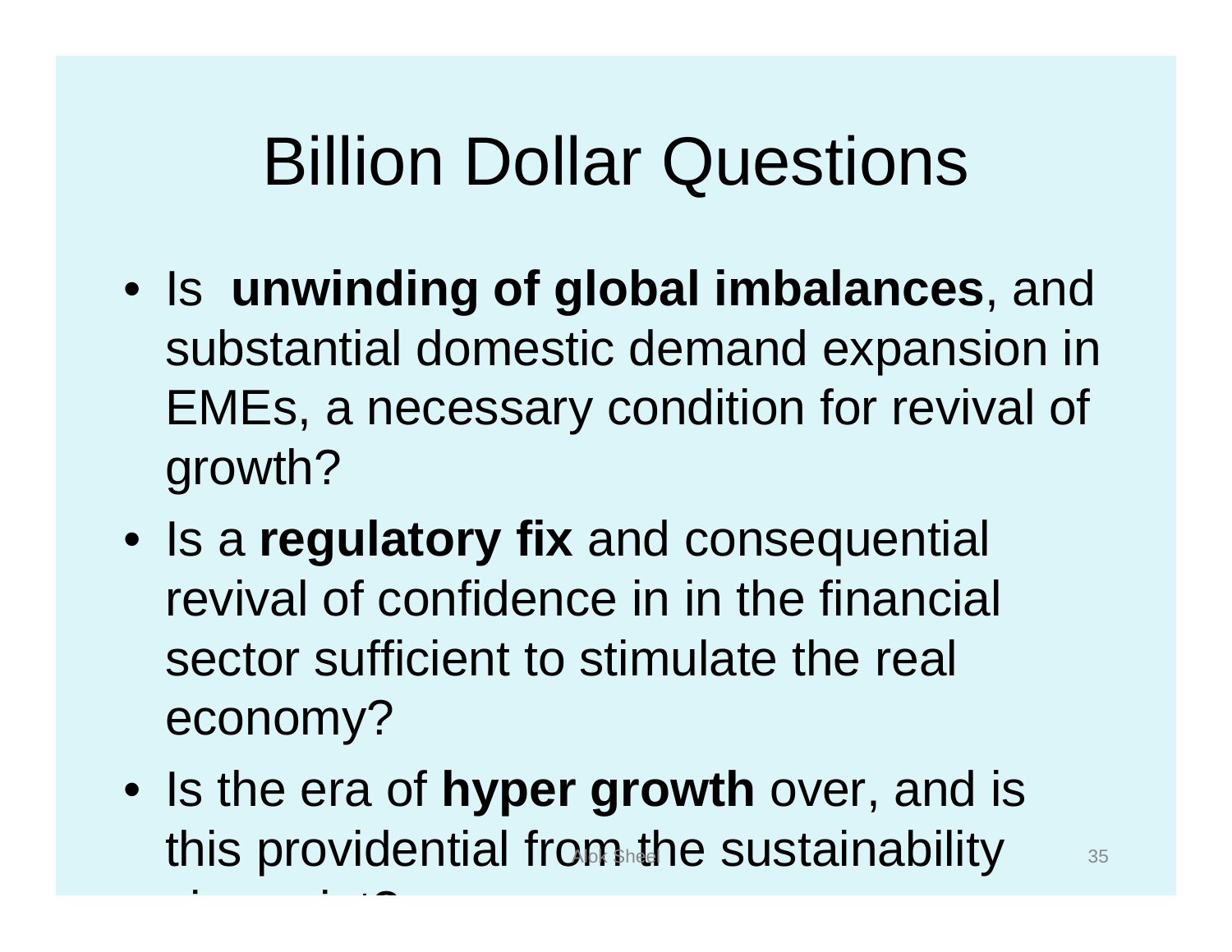# Billion Dollar Questions

- Is **unwinding of global imbalances**, and substantial domestic demand expansion in EMEs, a necessary condition for revival of growth?
- Is a **regulatory fix** and consequential revival of confidence in in the financial sector sufficient to stimulate the real economy?
- Is the era of **hyper growth** over, and is this providential from the sustainability viewpoint?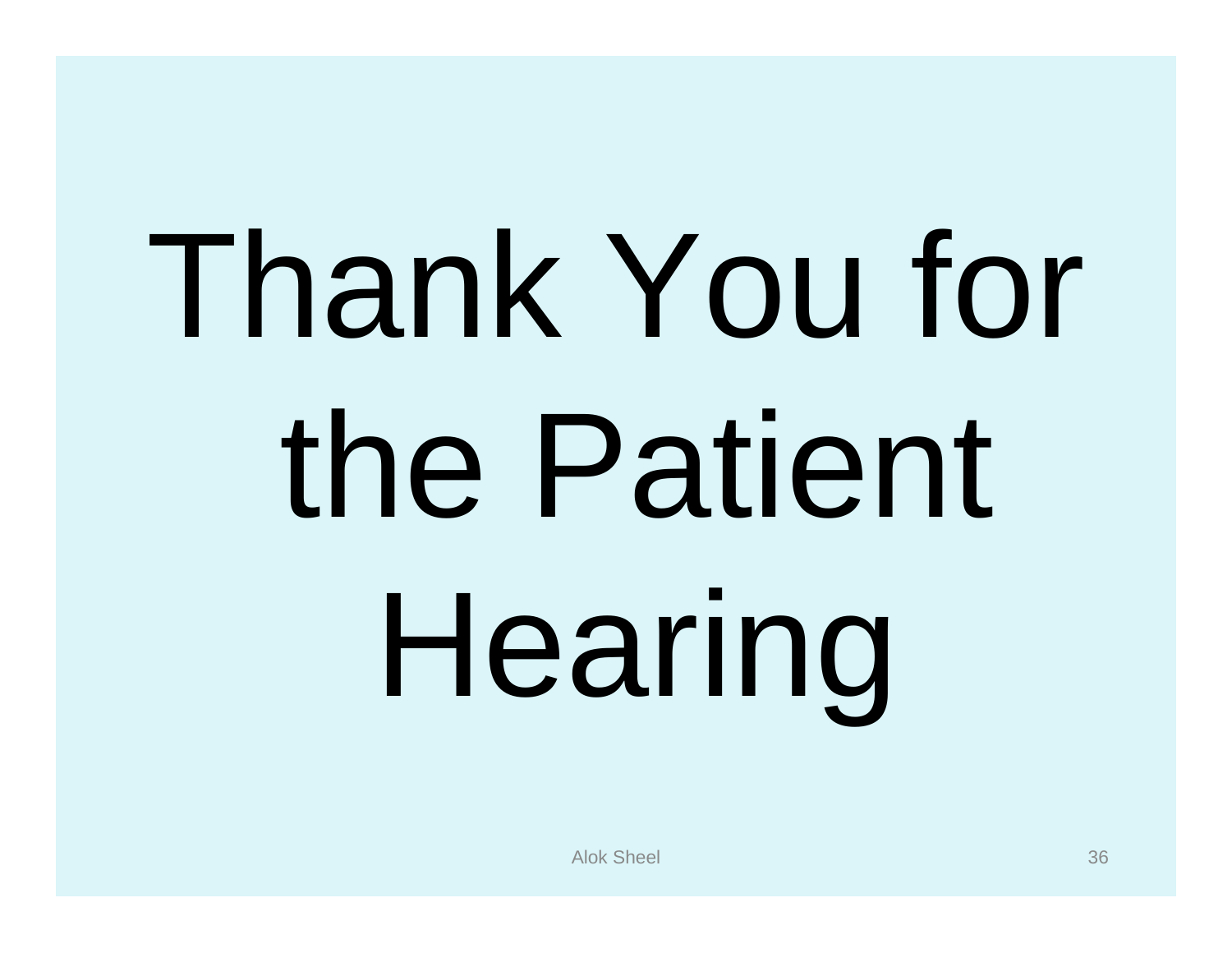# Thank You for the Patient Hearing